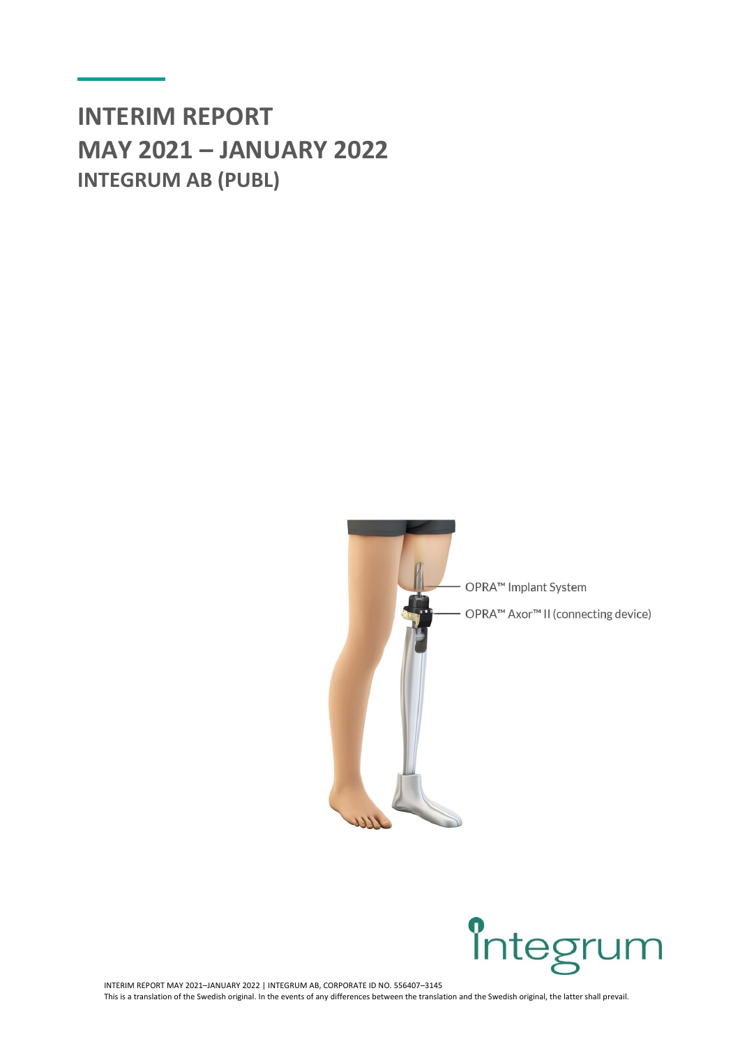# INTERIM REPORT
# MAY 2021 – JANUARY 2022
## INTEGRUM AB (PUBL)

OPRA™ Implant System

OPRA™ Axor™ II (connecting device)

INTERIM REPORT MAY 2021–JANUARY 2022 | INTEGRUM AB, CORPORATE ID NO. 556407–3145
This is a translation of the Swedish original. In the events of any differences between the translation and the Swedish original, the latter shall prevail.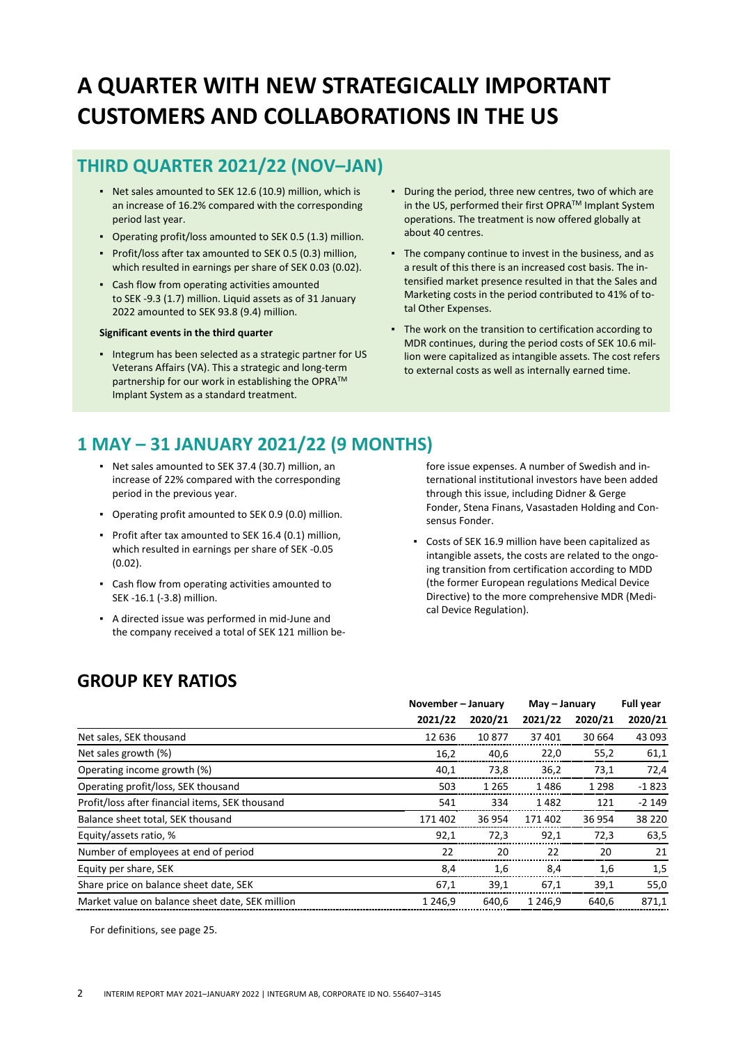# A QUARTER WITH NEW STRATEGICALLY IMPORTANT CUSTOMERS AND COLLABORATIONS IN THE US

## THIRD QUARTER 2021/22 (NOV–JAN)

- Net sales amounted to SEK 12.6 (10.9) million, which is an increase of 16.2% compared with the corresponding period last year.
- Operating profit/loss amounted to SEK 0.5 (1.3) million.
- Profit/loss after tax amounted to SEK 0.5 (0.3) million, which resulted in earnings per share of SEK 0.03 (0.02).
- Cash flow from operating activities amounted to SEK -9.3 (1.7) million. Liquid assets as of 31 January 2022 amounted to SEK 93.8 (9.4) million.

**Significant events in the third quarter**

- Integrum has been selected as a strategic partner for US Veterans Affairs (VA). This a strategic and long-term partnership for our work in establishing the OPRA™ Implant System as a standard treatment.
- During the period, three new centres, two of which are in the US, performed their first OPRA™ Implant System operations. The treatment is now offered globally at about 40 centres.
- The company continue to invest in the business, and as a result of this there is an increased cost basis. The intensified market presence resulted in that the Sales and Marketing costs in the period contributed to 41% of total Other Expenses.
- The work on the transition to certification according to MDR continues, during the period costs of SEK 10.6 million were capitalized as intangible assets. The cost refers to external costs as well as internally earned time.

## 1 MAY – 31 JANUARY 2021/22 (9 MONTHS)

- Net sales amounted to SEK 37.4 (30.7) million, an increase of 22% compared with the corresponding period in the previous year.
- Operating profit amounted to SEK 0.9 (0.0) million.
- Profit after tax amounted to SEK 16.4 (0.1) million, which resulted in earnings per share of SEK -0.05 (0.02).
- Cash flow from operating activities amounted to SEK -16.1 (-3.8) million.
- A directed issue was performed in mid-June and the company received a total of SEK 121 million before issue expenses. A number of Swedish and international institutional investors have been added through this issue, including Didner & Gerge Fonder, Stena Finans, Vasastaden Holding and Consensus Fonder.
- Costs of SEK 16.9 million have been capitalized as intangible assets, the costs are related to the ongoing transition from certification according to MDD (the former European regulations Medical Device Directive) to the more comprehensive MDR (Medical Device Regulation).

## GROUP KEY RATIOS

| | November – January | | May – January | | Full year |
|---|---|---|---|---|---|
| | 2021/22 | 2020/21 | 2021/22 | 2020/21 | 2020/21 |
| Net sales, SEK thousand | 12 636 | 10 877 | 37 401 | 30 664 | 43 093 |
| Net sales growth (%) | 16,2 | 40,6 | 22,0 | 55,2 | 61,1 |
| Operating income growth (%) | 40,1 | 73,8 | 36,2 | 73,1 | 72,4 |
| Operating profit/loss, SEK thousand | 503 | 1 265 | 1 486 | 1 298 | -1 823 |
| Profit/loss after financial items, SEK thousand | 541 | 334 | 1 482 | 121 | -2 149 |
| Balance sheet total, SEK thousand | 171 402 | 36 954 | 171 402 | 36 954 | 38 220 |
| Equity/assets ratio, % | 92,1 | 72,3 | 92,1 | 72,3 | 63,5 |
| Number of employees at end of period | 22 | 20 | 22 | 20 | 21 |
| Equity per share, SEK | 8,4 | 1,6 | 8,4 | 1,6 | 1,5 |
| Share price on balance sheet date, SEK | 67,1 | 39,1 | 67,1 | 39,1 | 55,0 |
| Market value on balance sheet date, SEK million | 1 246,9 | 640,6 | 1 246,9 | 640,6 | 871,1 |

For definitions, see page 25.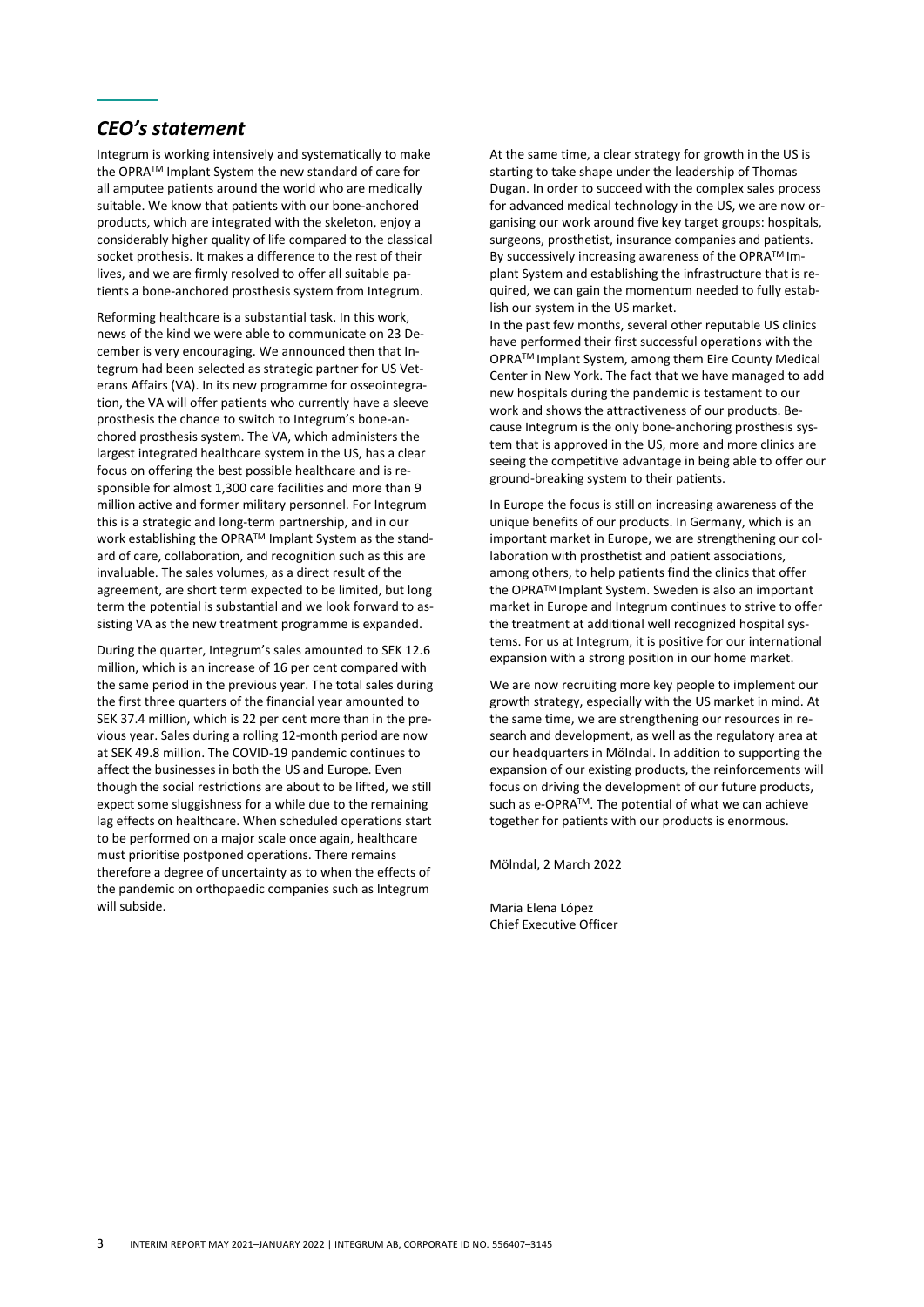## *CEO's statement*

Integrum is working intensively and systematically to make the OPRA™ Implant System the new standard of care for all amputee patients around the world who are medically suitable. We know that patients with our bone-anchored products, which are integrated with the skeleton, enjoy a considerably higher quality of life compared to the classical socket prothesis. It makes a difference to the rest of their lives, and we are firmly resolved to offer all suitable patients a bone-anchored prosthesis system from Integrum.

Reforming healthcare is a substantial task. In this work, news of the kind we were able to communicate on 23 December is very encouraging. We announced then that Integrum had been selected as strategic partner for US Veterans Affairs (VA). In its new programme for osseointegration, the VA will offer patients who currently have a sleeve prosthesis the chance to switch to Integrum's bone-anchored prosthesis system. The VA, which administers the largest integrated healthcare system in the US, has a clear focus on offering the best possible healthcare and is responsible for almost 1,300 care facilities and more than 9 million active and former military personnel. For Integrum this is a strategic and long-term partnership, and in our work establishing the OPRA™ Implant System as the standard of care, collaboration, and recognition such as this are invaluable. The sales volumes, as a direct result of the agreement, are short term expected to be limited, but long term the potential is substantial and we look forward to assisting VA as the new treatment programme is expanded.

During the quarter, Integrum's sales amounted to SEK 12.6 million, which is an increase of 16 per cent compared with the same period in the previous year. The total sales during the first three quarters of the financial year amounted to SEK 37.4 million, which is 22 per cent more than in the previous year. Sales during a rolling 12-month period are now at SEK 49.8 million. The COVID-19 pandemic continues to affect the businesses in both the US and Europe. Even though the social restrictions are about to be lifted, we still expect some sluggishness for a while due to the remaining lag effects on healthcare. When scheduled operations start to be performed on a major scale once again, healthcare must prioritise postponed operations. There remains therefore a degree of uncertainty as to when the effects of the pandemic on orthopaedic companies such as Integrum will subside.

At the same time, a clear strategy for growth in the US is starting to take shape under the leadership of Thomas Dugan. In order to succeed with the complex sales process for advanced medical technology in the US, we are now organising our work around five key target groups: hospitals, surgeons, prosthetist, insurance companies and patients. By successively increasing awareness of the OPRA™ Implant System and establishing the infrastructure that is required, we can gain the momentum needed to fully establish our system in the US market.

In the past few months, several other reputable US clinics have performed their first successful operations with the OPRA™ Implant System, among them Eire County Medical Center in New York. The fact that we have managed to add new hospitals during the pandemic is testament to our work and shows the attractiveness of our products. Because Integrum is the only bone-anchoring prosthesis system that is approved in the US, more and more clinics are seeing the competitive advantage in being able to offer our ground-breaking system to their patients.

In Europe the focus is still on increasing awareness of the unique benefits of our products. In Germany, which is an important market in Europe, we are strengthening our collaboration with prosthetist and patient associations, among others, to help patients find the clinics that offer the OPRA™ Implant System. Sweden is also an important market in Europe and Integrum continues to strive to offer the treatment at additional well recognized hospital systems. For us at Integrum, it is positive for our international expansion with a strong position in our home market.

We are now recruiting more key people to implement our growth strategy, especially with the US market in mind. At the same time, we are strengthening our resources in research and development, as well as the regulatory area at our headquarters in Mölndal. In addition to supporting the expansion of our existing products, the reinforcements will focus on driving the development of our future products, such as e-OPRA™. The potential of what we can achieve together for patients with our products is enormous.

Mölndal, 2 March 2022

Maria Elena López
Chief Executive Officer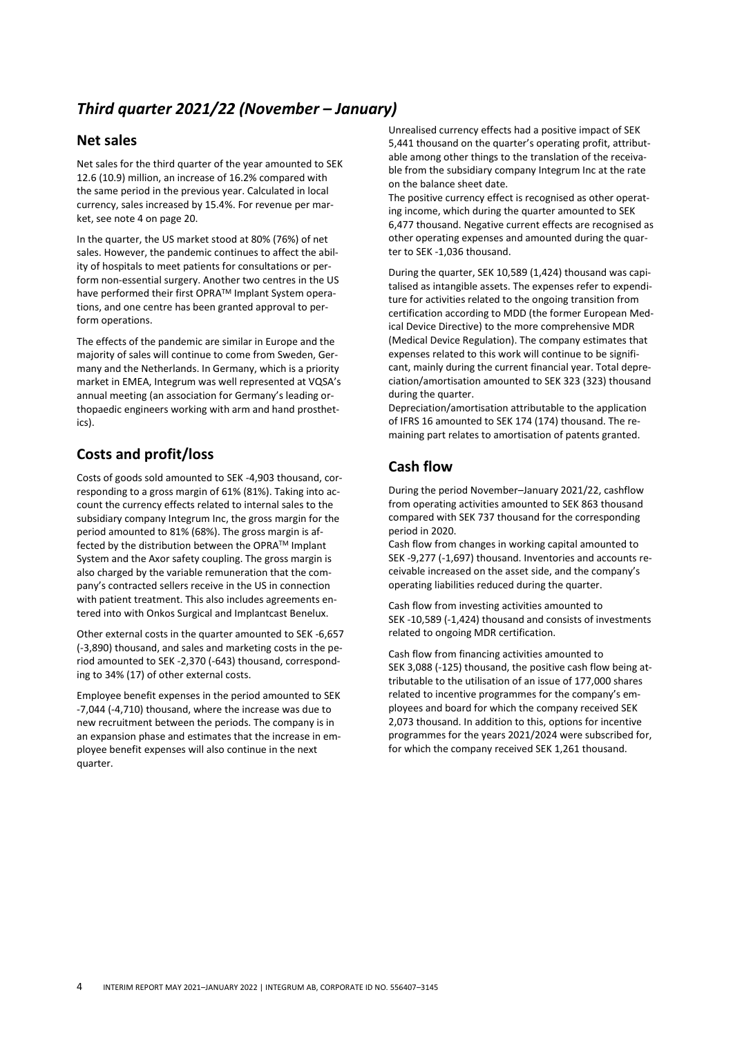# *Third quarter 2021/22 (November – January)*

## Net sales

Net sales for the third quarter of the year amounted to SEK 12.6 (10.9) million, an increase of 16.2% compared with the same period in the previous year. Calculated in local currency, sales increased by 15.4%. For revenue per market, see note 4 on page 20.

In the quarter, the US market stood at 80% (76%) of net sales. However, the pandemic continues to affect the ability of hospitals to meet patients for consultations or perform non-essential surgery. Another two centres in the US have performed their first OPRA™ Implant System operations, and one centre has been granted approval to perform operations.

The effects of the pandemic are similar in Europe and the majority of sales will continue to come from Sweden, Germany and the Netherlands. In Germany, which is a priority market in EMEA, Integrum was well represented at VQSA's annual meeting (an association for Germany's leading orthopaedic engineers working with arm and hand prosthetics).

## Costs and profit/loss

Costs of goods sold amounted to SEK -4,903 thousand, corresponding to a gross margin of 61% (81%). Taking into account the currency effects related to internal sales to the subsidiary company Integrum Inc, the gross margin for the period amounted to 81% (68%). The gross margin is affected by the distribution between the OPRA™ Implant System and the Axor safety coupling. The gross margin is also charged by the variable remuneration that the company's contracted sellers receive in the US in connection with patient treatment. This also includes agreements entered into with Onkos Surgical and Implantcast Benelux.

Other external costs in the quarter amounted to SEK -6,657 (-3,890) thousand, and sales and marketing costs in the period amounted to SEK -2,370 (-643) thousand, corresponding to 34% (17) of other external costs.

Employee benefit expenses in the period amounted to SEK -7,044 (-4,710) thousand, where the increase was due to new recruitment between the periods. The company is in an expansion phase and estimates that the increase in employee benefit expenses will also continue in the next quarter.

Unrealised currency effects had a positive impact of SEK 5,441 thousand on the quarter's operating profit, attributable among other things to the translation of the receivable from the subsidiary company Integrum Inc at the rate on the balance sheet date.

The positive currency effect is recognised as other operating income, which during the quarter amounted to SEK 6,477 thousand. Negative current effects are recognised as other operating expenses and amounted during the quarter to SEK -1,036 thousand.

During the quarter, SEK 10,589 (1,424) thousand was capitalised as intangible assets. The expenses refer to expenditure for activities related to the ongoing transition from certification according to MDD (the former European Medical Device Directive) to the more comprehensive MDR (Medical Device Regulation). The company estimates that expenses related to this work will continue to be significant, mainly during the current financial year. Total depreciation/amortisation amounted to SEK 323 (323) thousand during the quarter.

Depreciation/amortisation attributable to the application of IFRS 16 amounted to SEK 174 (174) thousand. The remaining part relates to amortisation of patents granted.

## Cash flow

During the period November–January 2021/22, cashflow from operating activities amounted to SEK 863 thousand compared with SEK 737 thousand for the corresponding period in 2020.

Cash flow from changes in working capital amounted to SEK -9,277 (-1,697) thousand. Inventories and accounts receivable increased on the asset side, and the company's operating liabilities reduced during the quarter.

Cash flow from investing activities amounted to SEK -10,589 (-1,424) thousand and consists of investments related to ongoing MDR certification.

Cash flow from financing activities amounted to SEK 3,088 (-125) thousand, the positive cash flow being attributable to the utilisation of an issue of 177,000 shares related to incentive programmes for the company's employees and board for which the company received SEK 2,073 thousand. In addition to this, options for incentive programmes for the years 2021/2024 were subscribed for, for which the company received SEK 1,261 thousand.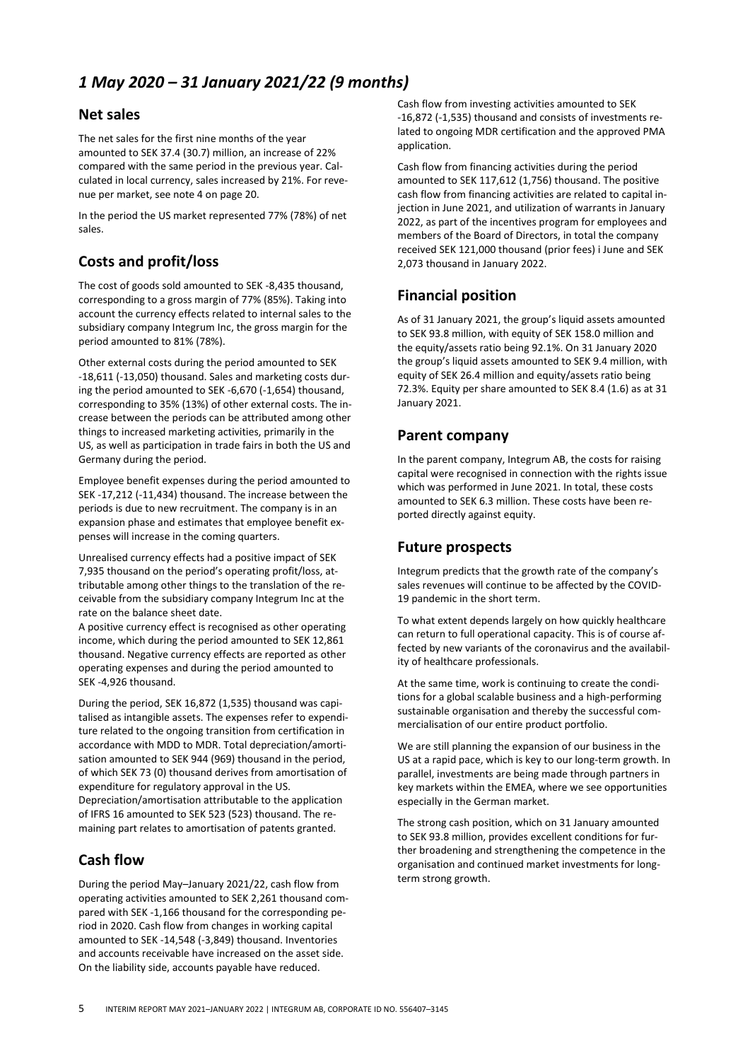## *1 May 2020 – 31 January 2021/22 (9 months)*

### Net sales

The net sales for the first nine months of the year amounted to SEK 37.4 (30.7) million, an increase of 22% compared with the same period in the previous year. Calculated in local currency, sales increased by 21%. For revenue per market, see note 4 on page 20.

In the period the US market represented 77% (78%) of net sales.

### Costs and profit/loss

The cost of goods sold amounted to SEK -8,435 thousand, corresponding to a gross margin of 77% (85%). Taking into account the currency effects related to internal sales to the subsidiary company Integrum Inc, the gross margin for the period amounted to 81% (78%).

Other external costs during the period amounted to SEK -18,611 (-13,050) thousand. Sales and marketing costs during the period amounted to SEK -6,670 (-1,654) thousand, corresponding to 35% (13%) of other external costs. The increase between the periods can be attributed among other things to increased marketing activities, primarily in the US, as well as participation in trade fairs in both the US and Germany during the period.

Employee benefit expenses during the period amounted to SEK -17,212 (-11,434) thousand. The increase between the periods is due to new recruitment. The company is in an expansion phase and estimates that employee benefit expenses will increase in the coming quarters.

Unrealised currency effects had a positive impact of SEK 7,935 thousand on the period's operating profit/loss, attributable among other things to the translation of the receivable from the subsidiary company Integrum Inc at the rate on the balance sheet date.
A positive currency effect is recognised as other operating income, which during the period amounted to SEK 12,861 thousand. Negative currency effects are reported as other operating expenses and during the period amounted to SEK -4,926 thousand.

During the period, SEK 16,872 (1,535) thousand was capitalised as intangible assets. The expenses refer to expenditure related to the ongoing transition from certification in accordance with MDD to MDR. Total depreciation/amortisation amounted to SEK 944 (969) thousand in the period, of which SEK 73 (0) thousand derives from amortisation of expenditure for regulatory approval in the US.
Depreciation/amortisation attributable to the application of IFRS 16 amounted to SEK 523 (523) thousand. The remaining part relates to amortisation of patents granted.

### Cash flow

During the period May–January 2021/22, cash flow from operating activities amounted to SEK 2,261 thousand compared with SEK -1,166 thousand for the corresponding period in 2020. Cash flow from changes in working capital amounted to SEK -14,548 (-3,849) thousand. Inventories and accounts receivable have increased on the asset side. On the liability side, accounts payable have reduced.

Cash flow from investing activities amounted to SEK -16,872 (-1,535) thousand and consists of investments related to ongoing MDR certification and the approved PMA application.

Cash flow from financing activities during the period amounted to SEK 117,612 (1,756) thousand. The positive cash flow from financing activities are related to capital injection in June 2021, and utilization of warrants in January 2022, as part of the incentives program for employees and members of the Board of Directors, in total the company received SEK 121,000 thousand (prior fees) i June and SEK 2,073 thousand in January 2022.

### Financial position

As of 31 January 2021, the group's liquid assets amounted to SEK 93.8 million, with equity of SEK 158.0 million and the equity/assets ratio being 92.1%. On 31 January 2020 the group's liquid assets amounted to SEK 9.4 million, with equity of SEK 26.4 million and equity/assets ratio being 72.3%. Equity per share amounted to SEK 8.4 (1.6) as at 31 January 2021.

### Parent company

In the parent company, Integrum AB, the costs for raising capital were recognised in connection with the rights issue which was performed in June 2021. In total, these costs amounted to SEK 6.3 million. These costs have been reported directly against equity.

### Future prospects

Integrum predicts that the growth rate of the company's sales revenues will continue to be affected by the COVID-19 pandemic in the short term.

To what extent depends largely on how quickly healthcare can return to full operational capacity. This is of course affected by new variants of the coronavirus and the availability of healthcare professionals.

At the same time, work is continuing to create the conditions for a global scalable business and a high-performing sustainable organisation and thereby the successful commercialisation of our entire product portfolio.

We are still planning the expansion of our business in the US at a rapid pace, which is key to our long-term growth. In parallel, investments are being made through partners in key markets within the EMEA, where we see opportunities especially in the German market.

The strong cash position, which on 31 January amounted to SEK 93.8 million, provides excellent conditions for further broadening and strengthening the competence in the organisation and continued market investments for long-term strong growth.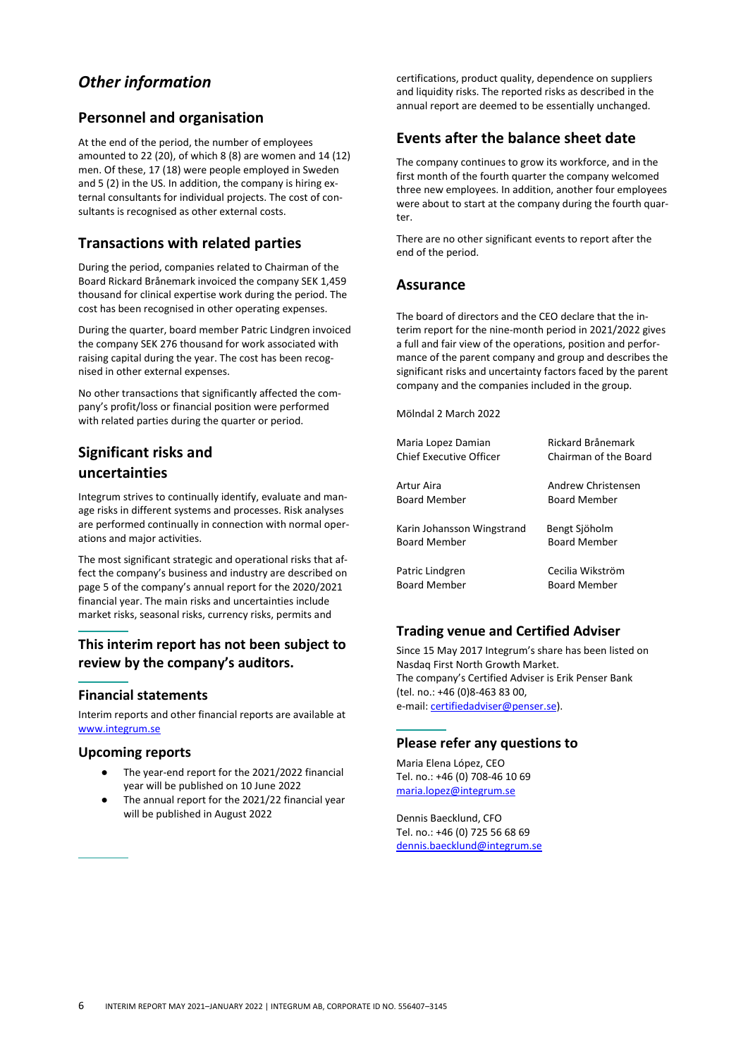# *Other information*

## Personnel and organisation

At the end of the period, the number of employees amounted to 22 (20), of which 8 (8) are women and 14 (12) men. Of these, 17 (18) were people employed in Sweden and 5 (2) in the US. In addition, the company is hiring external consultants for individual projects. The cost of consultants is recognised as other external costs.

## Transactions with related parties

During the period, companies related to Chairman of the Board Rickard Brånemark invoiced the company SEK 1,459 thousand for clinical expertise work during the period. The cost has been recognised in other operating expenses.

During the quarter, board member Patric Lindgren invoiced the company SEK 276 thousand for work associated with raising capital during the year. The cost has been recognised in other external expenses.

No other transactions that significantly affected the company's profit/loss or financial position were performed with related parties during the quarter or period.

## Significant risks and uncertainties

Integrum strives to continually identify, evaluate and manage risks in different systems and processes. Risk analyses are performed continually in connection with normal operations and major activities.

The most significant strategic and operational risks that affect the company's business and industry are described on page 5 of the company's annual report for the 2020/2021 financial year. The main risks and uncertainties include market risks, seasonal risks, currency risks, permits and certifications, product quality, dependence on suppliers and liquidity risks. The reported risks as described in the annual report are deemed to be essentially unchanged.

## This interim report has not been subject to review by the company's auditors.

### Financial statements

Interim reports and other financial reports are available at www.integrum.se

### Upcoming reports

- The year-end report for the 2021/2022 financial year will be published on 10 June 2022
- The annual report for the 2021/22 financial year will be published in August 2022

## Events after the balance sheet date

The company continues to grow its workforce, and in the first month of the fourth quarter the company welcomed three new employees. In addition, another four employees were about to start at the company during the fourth quarter.

There are no other significant events to report after the end of the period.

## Assurance

The board of directors and the CEO declare that the interim report for the nine-month period in 2021/2022 gives a full and fair view of the operations, position and performance of the parent company and group and describes the significant risks and uncertainty factors faced by the parent company and the companies included in the group.

Mölndal 2 March 2022

| | |
|---|---|
| Maria Lopez Damian<br>Chief Executive Officer | Rickard Brånemark<br>Chairman of the Board |
| Artur Aira<br>Board Member | Andrew Christensen<br>Board Member |
| Karin Johansson Wingstrand<br>Board Member | Bengt Sjöholm<br>Board Member |
| Patric Lindgren<br>Board Member | Cecilia Wikström<br>Board Member |

## Trading venue and Certified Adviser

Since 15 May 2017 Integrum's share has been listed on Nasdaq First North Growth Market.
The company's Certified Adviser is Erik Penser Bank (tel. no.: +46 (0)8-463 83 00,
e-mail: certifiedadviser@penser.se).

## Please refer any questions to

Maria Elena López, CEO
Tel. no.: +46 (0) 708-46 10 69
maria.lopez@integrum.se

Dennis Baecklund, CFO
Tel. no.: +46 (0) 725 56 68 69
dennis.baecklund@integrum.se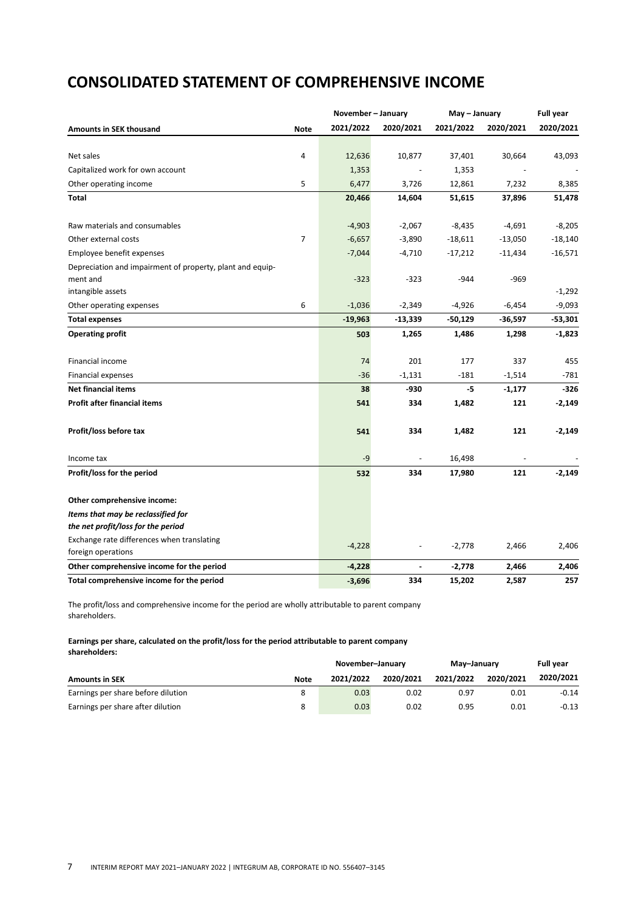# CONSOLIDATED STATEMENT OF COMPREHENSIVE INCOME

| | | November – January | | May – January | | Full year |
|---|---|---|---|---|---|---|
| **Amounts in SEK thousand** | **Note** | **2021/2022** | **2020/2021** | **2021/2022** | **2020/2021** | **2020/2021** |
| Net sales | 4 | 12,636 | 10,877 | 37,401 | 30,664 | 43,093 |
| Capitalized work for own account | | 1,353 | - | 1,353 | - | - |
| Other operating income | 5 | 6,477 | 3,726 | 12,861 | 7,232 | 8,385 |
| **Total** | | **20,466** | **14,604** | **51,615** | **37,896** | **51,478** |
| Raw materials and consumables | | -4,903 | -2,067 | -8,435 | -4,691 | -8,205 |
| Other external costs | 7 | -6,657 | -3,890 | -18,611 | -13,050 | -18,140 |
| Employee benefit expenses | | -7,044 | -4,710 | -17,212 | -11,434 | -16,571 |
| Depreciation and impairment of property, plant and equipment and intangible assets | | -323 | -323 | -944 | -969 | -1,292 |
| Other operating expenses | 6 | -1,036 | -2,349 | -4,926 | -6,454 | -9,093 |
| **Total expenses** | | **-19,963** | **-13,339** | **-50,129** | **-36,597** | **-53,301** |
| **Operating profit** | | **503** | **1,265** | **1,486** | **1,298** | **-1,823** |
| Financial income | | 74 | 201 | 177 | 337 | 455 |
| Financial expenses | | -36 | -1,131 | -181 | -1,514 | -781 |
| **Net financial items** | | **38** | **-930** | **-5** | **-1,177** | **-326** |
| **Profit after financial items** | | **541** | **334** | **1,482** | **121** | **-2,149** |
| **Profit/loss before tax** | | **541** | **334** | **1,482** | **121** | **-2,149** |
| Income tax | | -9 | - | 16,498 | - | - |
| **Profit/loss for the period** | | **532** | **334** | **17,980** | **121** | **-2,149** |
| **Other comprehensive income:** | | | | | | |
| ***Items that may be reclassified for the net profit/loss for the period*** | | | | | | |
| Exchange rate differences when translating foreign operations | | -4,228 | - | -2,778 | 2,466 | 2,406 |
| **Other comprehensive income for the period** | | **-4,228** | **-** | **-2,778** | **2,466** | **2,406** |
| **Total comprehensive income for the period** | | **-3,696** | **334** | **15,202** | **2,587** | **257** |

The profit/loss and comprehensive income for the period are wholly attributable to parent company shareholders.

**Earnings per share, calculated on the profit/loss for the period attributable to parent company shareholders:**

| | | November–January | | May–January | | Full year |
|---|---|---|---|---|---|---|
| **Amounts in SEK** | **Note** | **2021/2022** | **2020/2021** | **2021/2022** | **2020/2021** | **2020/2021** |
| Earnings per share before dilution | 8 | 0.03 | 0.02 | 0.97 | 0.01 | -0.14 |
| Earnings per share after dilution | 8 | 0.03 | 0.02 | 0.95 | 0.01 | -0.13 |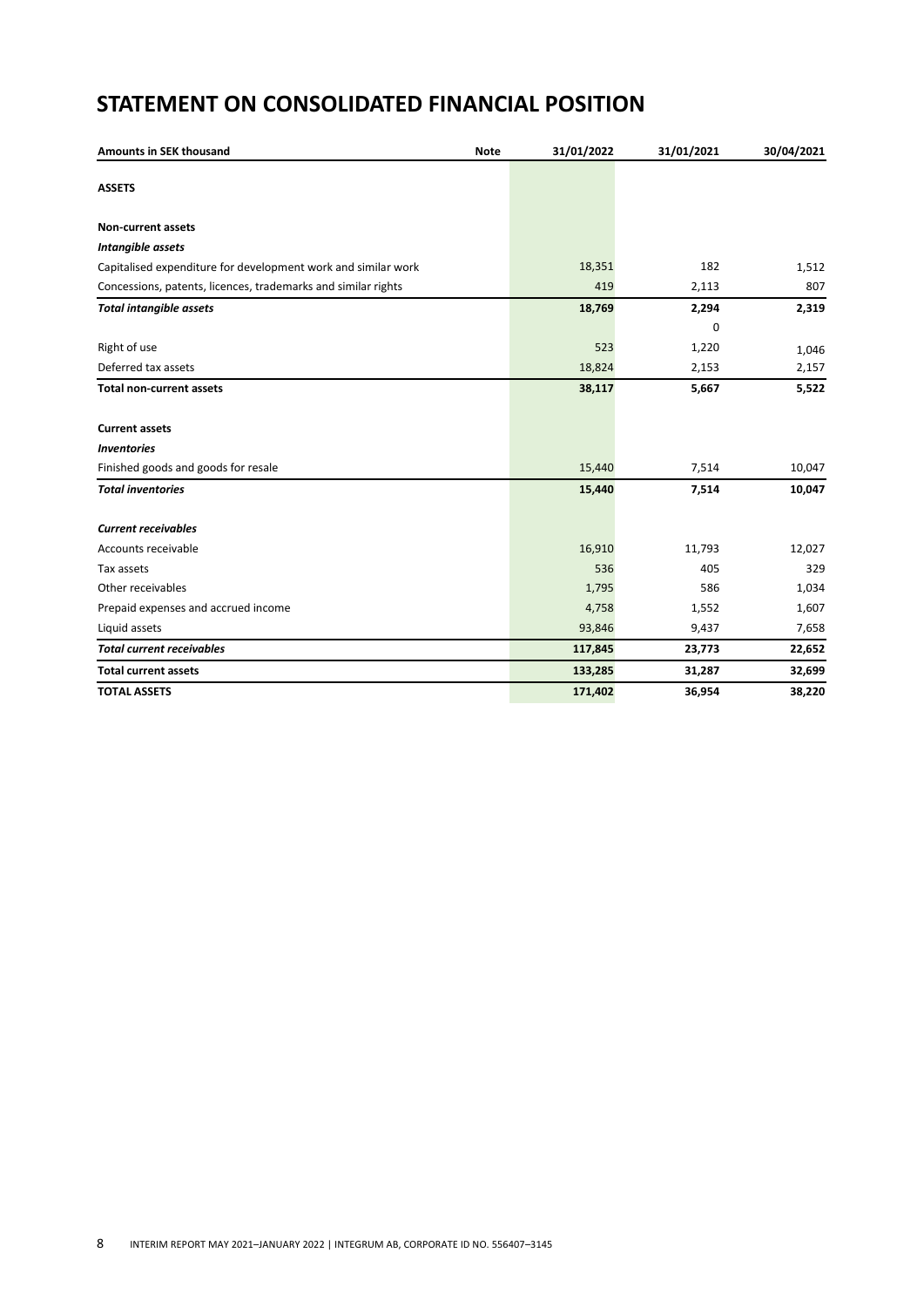# STATEMENT ON CONSOLIDATED FINANCIAL POSITION

| Amounts in SEK thousand | Note | 31/01/2022 | 31/01/2021 | 30/04/2021 |
|---|---|---|---|---|
| **ASSETS** | | | | |
| | | | | |
| **Non-current assets** | | | | |
| ***Intangible assets*** | | | | |
| Capitalised expenditure for development work and similar work | | 18,351 | 182 | 1,512 |
| Concessions, patents, licences, trademarks and similar rights | | 419 | 2,113 | 807 |
| ***Total intangible assets*** | | **18,769** | **2,294** | **2,319** |
| | | | 0 | |
| Right of use | | 523 | 1,220 | 1,046 |
| Deferred tax assets | | 18,824 | 2,153 | 2,157 |
| **Total non-current assets** | | **38,117** | **5,667** | **5,522** |
| | | | | |
| **Current assets** | | | | |
| ***Inventories*** | | | | |
| Finished goods and goods for resale | | 15,440 | 7,514 | 10,047 |
| ***Total inventories*** | | **15,440** | **7,514** | **10,047** |
| | | | | |
| ***Current receivables*** | | | | |
| Accounts receivable | | 16,910 | 11,793 | 12,027 |
| Tax assets | | 536 | 405 | 329 |
| Other receivables | | 1,795 | 586 | 1,034 |
| Prepaid expenses and accrued income | | 4,758 | 1,552 | 1,607 |
| Liquid assets | | 93,846 | 9,437 | 7,658 |
| ***Total current receivables*** | | **117,845** | **23,773** | **22,652** |
| **Total current assets** | | **133,285** | **31,287** | **32,699** |
| **TOTAL ASSETS** | | **171,402** | **36,954** | **38,220** |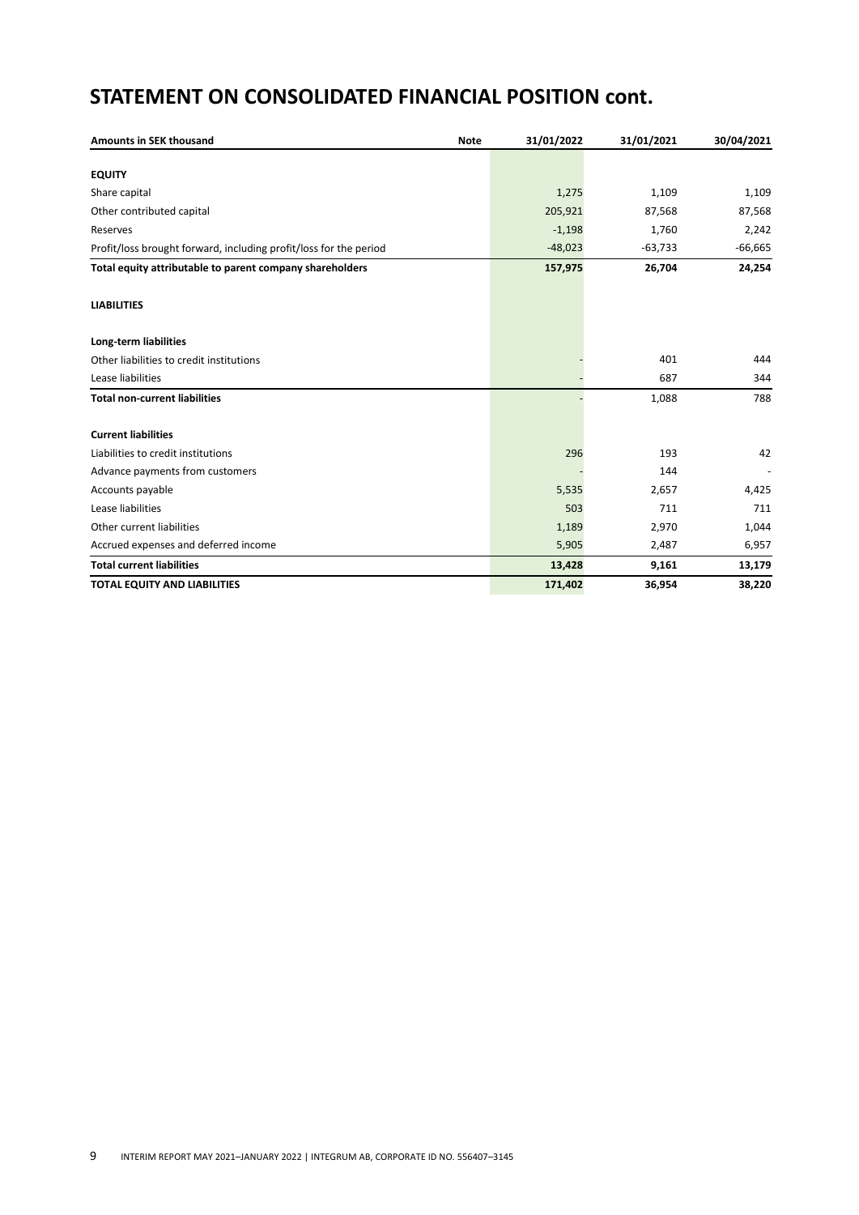# STATEMENT ON CONSOLIDATED FINANCIAL POSITION cont.

| Amounts in SEK thousand | Note | 31/01/2022 | 31/01/2021 | 30/04/2021 |
|---|---|---|---|---|
| **EQUITY** | | | | |
| Share capital | | 1,275 | 1,109 | 1,109 |
| Other contributed capital | | 205,921 | 87,568 | 87,568 |
| Reserves | | -1,198 | 1,760 | 2,242 |
| Profit/loss brought forward, including profit/loss for the period | | -48,023 | -63,733 | -66,665 |
| **Total equity attributable to parent company shareholders** | | **157,975** | **26,704** | **24,254** |
| | | | | |
| **LIABILITIES** | | | | |
| | | | | |
| **Long-term liabilities** | | | | |
| Other liabilities to credit institutions | | - | 401 | 444 |
| Lease liabilities | | - | 687 | 344 |
| **Total non-current liabilities** | | - | 1,088 | 788 |
| | | | | |
| **Current liabilities** | | | | |
| Liabilities to credit institutions | | 296 | 193 | 42 |
| Advance payments from customers | | - | 144 | - |
| Accounts payable | | 5,535 | 2,657 | 4,425 |
| Lease liabilities | | 503 | 711 | 711 |
| Other current liabilities | | 1,189 | 2,970 | 1,044 |
| Accrued expenses and deferred income | | 5,905 | 2,487 | 6,957 |
| **Total current liabilities** | | **13,428** | **9,161** | **13,179** |
| **TOTAL EQUITY AND LIABILITIES** | | **171,402** | **36,954** | **38,220** |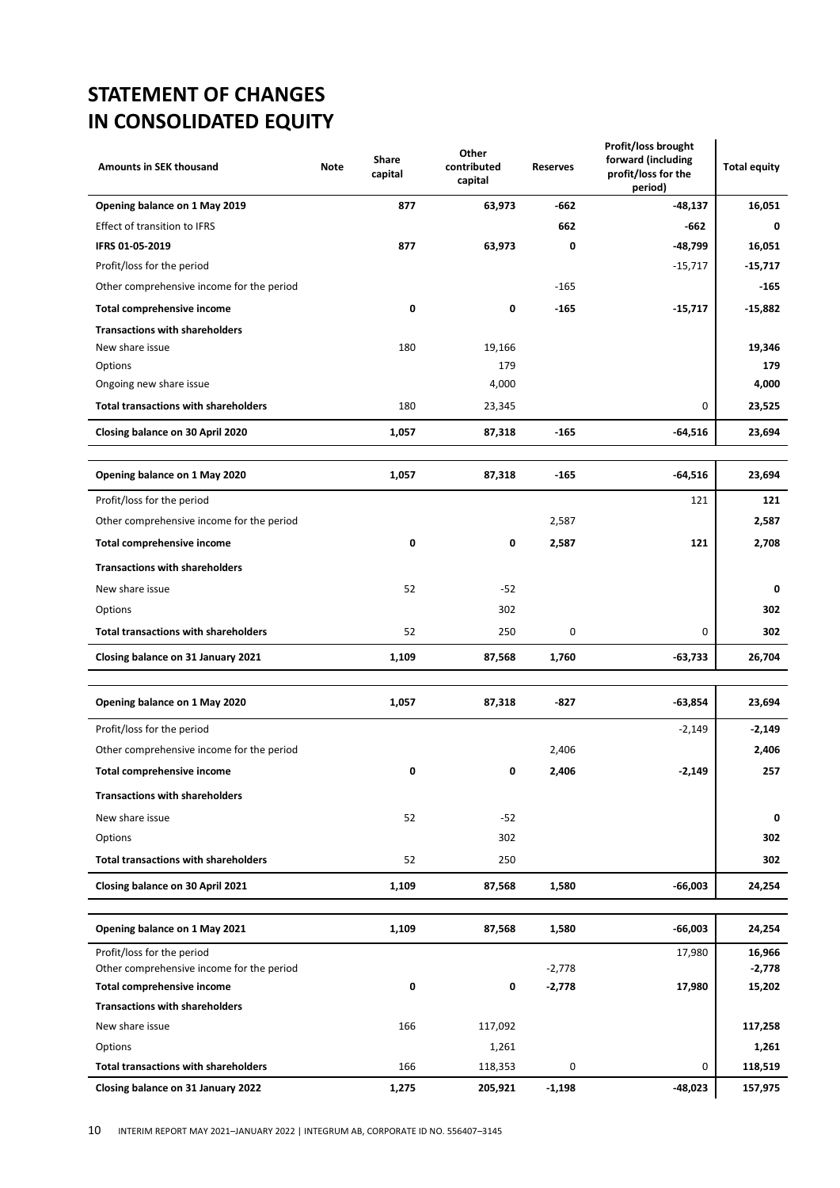# STATEMENT OF CHANGES IN CONSOLIDATED EQUITY

| Amounts in SEK thousand | Note | Share capital | Other contributed capital | Reserves | Profit/loss brought forward (including profit/loss for the period) | Total equity |
|---|---|---|---|---|---|---|
| **Opening balance on 1 May 2019** | | **877** | **63,973** | **-662** | **-48,137** | **16,051** |
| Effect of transition to IFRS | | | | **662** | **-662** | **0** |
| **IFRS 01-05-2019** | | **877** | **63,973** | **0** | **-48,799** | **16,051** |
| Profit/loss for the period | | | | | -15,717 | **-15,717** |
| Other comprehensive income for the period | | | | -165 | | **-165** |
| **Total comprehensive income** | | **0** | **0** | **-165** | **-15,717** | **-15,882** |
| **Transactions with shareholders** | | | | | | |
| New share issue | | 180 | 19,166 | | | **19,346** |
| Options | | | 179 | | | **179** |
| Ongoing new share issue | | | 4,000 | | | **4,000** |
| **Total transactions with shareholders** | | 180 | 23,345 | | 0 | **23,525** |
| **Closing balance on 30 April 2020** | | **1,057** | **87,318** | **-165** | **-64,516** | **23,694** |
| | | | | | | |
| **Opening balance on 1 May 2020** | | **1,057** | **87,318** | **-165** | **-64,516** | **23,694** |
| Profit/loss for the period | | | | | 121 | **121** |
| Other comprehensive income for the period | | | | 2,587 | | **2,587** |
| **Total comprehensive income** | | **0** | **0** | **2,587** | **121** | **2,708** |
| **Transactions with shareholders** | | | | | | |
| New share issue | | 52 | -52 | | | **0** |
| Options | | | 302 | | | **302** |
| **Total transactions with shareholders** | | 52 | 250 | 0 | 0 | **302** |
| **Closing balance on 31 January 2021** | | **1,109** | **87,568** | **1,760** | **-63,733** | **26,704** |
| | | | | | | |
| **Opening balance on 1 May 2020** | | **1,057** | **87,318** | **-827** | **-63,854** | **23,694** |
| Profit/loss for the period | | | | | -2,149 | **-2,149** |
| Other comprehensive income for the period | | | | 2,406 | | **2,406** |
| **Total comprehensive income** | | **0** | **0** | **2,406** | **-2,149** | **257** |
| **Transactions with shareholders** | | | | | | |
| New share issue | | 52 | -52 | | | **0** |
| Options | | | 302 | | | **302** |
| **Total transactions with shareholders** | | 52 | 250 | | | **302** |
| **Closing balance on 30 April 2021** | | **1,109** | **87,568** | **1,580** | **-66,003** | **24,254** |
| | | | | | | |
| **Opening balance on 1 May 2021** | | **1,109** | **87,568** | **1,580** | **-66,003** | **24,254** |
| Profit/loss for the period | | | | | 17,980 | **16,966** |
| Other comprehensive income for the period | | | | -2,778 | | **-2,778** |
| **Total comprehensive income** | | **0** | **0** | **-2,778** | **17,980** | **15,202** |
| **Transactions with shareholders** | | | | | | |
| New share issue | | 166 | 117,092 | | | **117,258** |
| Options | | | 1,261 | | | **1,261** |
| **Total transactions with shareholders** | | 166 | 118,353 | 0 | 0 | **118,519** |
| **Closing balance on 31 January 2022** | | **1,275** | **205,921** | **-1,198** | **-48,023** | **157,975** |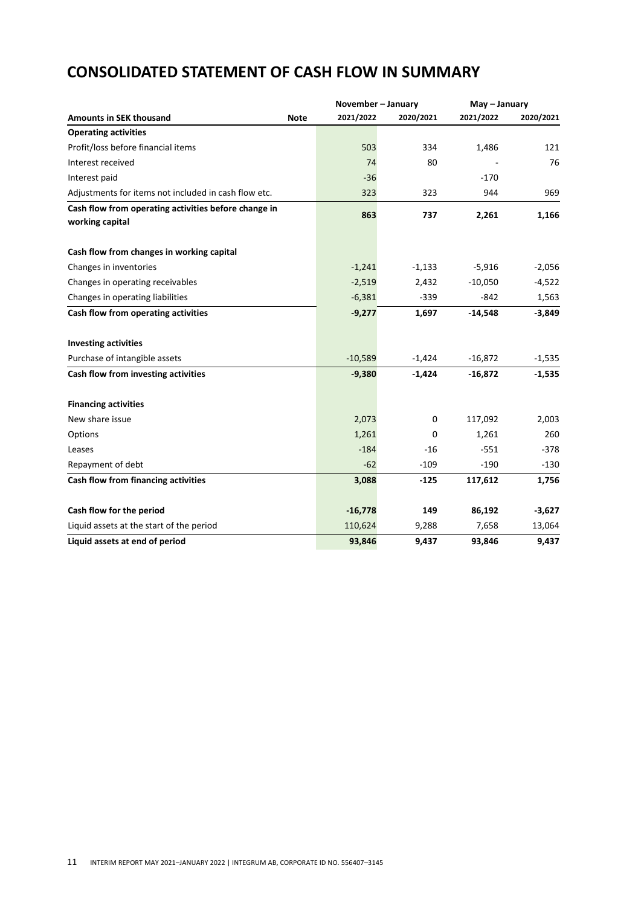# CONSOLIDATED STATEMENT OF CASH FLOW IN SUMMARY

| | | November – January | | May – January | |
|---|---|---|---|---|---|
| **Amounts in SEK thousand** | **Note** | **2021/2022** | **2020/2021** | **2021/2022** | **2020/2021** |
| **Operating activities** | | | | | |
| Profit/loss before financial items | | 503 | 334 | 1,486 | 121 |
| Interest received | | 74 | 80 | - | 76 |
| Interest paid | | -36 | | -170 | |
| Adjustments for items not included in cash flow etc. | | 323 | 323 | 944 | 969 |
| **Cash flow from operating activities before change in working capital** | | **863** | **737** | **2,261** | **1,166** |
| | | | | | |
| **Cash flow from changes in working capital** | | | | | |
| Changes in inventories | | -1,241 | -1,133 | -5,916 | -2,056 |
| Changes in operating receivables | | -2,519 | 2,432 | -10,050 | -4,522 |
| Changes in operating liabilities | | -6,381 | -339 | -842 | 1,563 |
| **Cash flow from operating activities** | | **-9,277** | **1,697** | **-14,548** | **-3,849** |
| | | | | | |
| **Investing activities** | | | | | |
| Purchase of intangible assets | | -10,589 | -1,424 | -16,872 | -1,535 |
| **Cash flow from investing activities** | | **-9,380** | **-1,424** | **-16,872** | **-1,535** |
| | | | | | |
| **Financing activities** | | | | | |
| New share issue | | 2,073 | 0 | 117,092 | 2,003 |
| Options | | 1,261 | 0 | 1,261 | 260 |
| Leases | | -184 | -16 | -551 | -378 |
| Repayment of debt | | -62 | -109 | -190 | -130 |
| **Cash flow from financing activities** | | **3,088** | **-125** | **117,612** | **1,756** |
| | | | | | |
| **Cash flow for the period** | | **-16,778** | **149** | **86,192** | **-3,627** |
| Liquid assets at the start of the period | | 110,624 | 9,288 | 7,658 | 13,064 |
| **Liquid assets at end of period** | | **93,846** | **9,437** | **93,846** | **9,437** |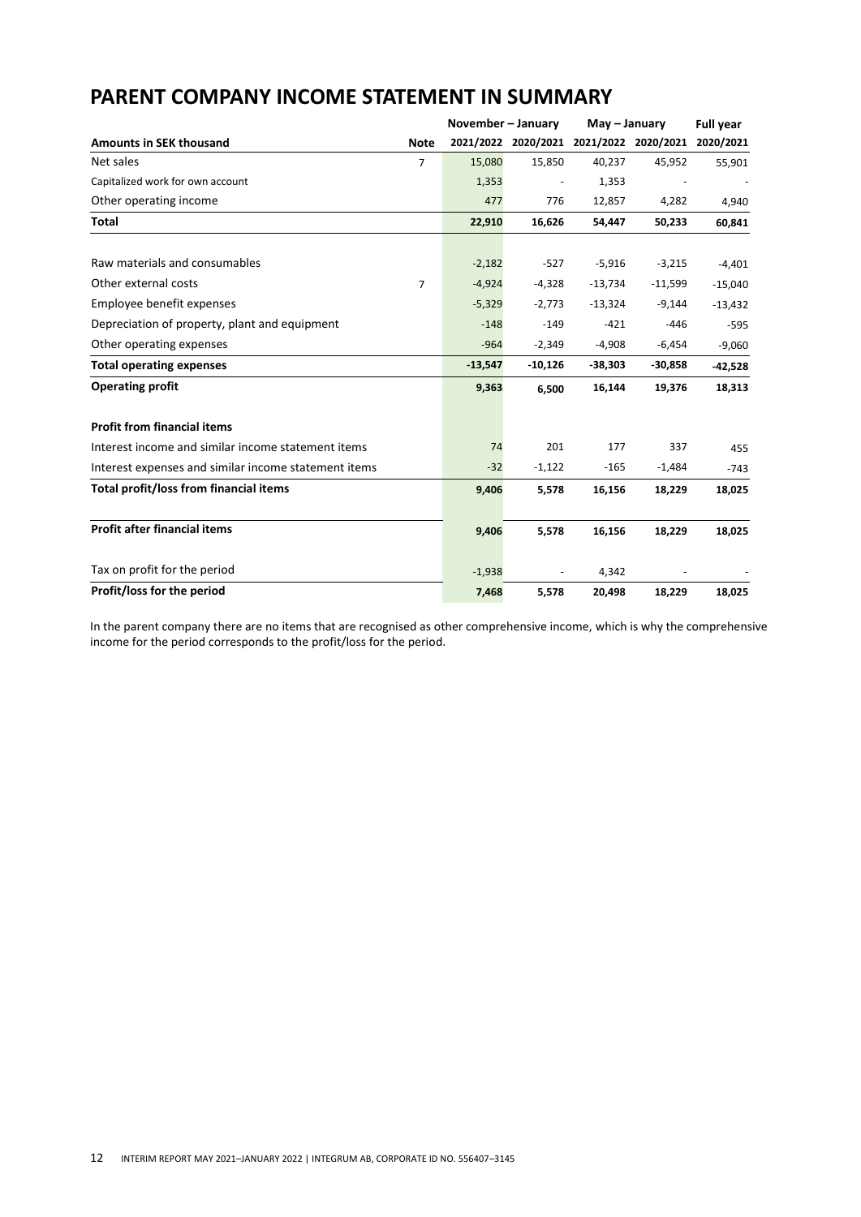# PARENT COMPANY INCOME STATEMENT IN SUMMARY

| | | November – January | | May – January | | Full year |
|---|---|---|---|---|---|---|
| **Amounts in SEK thousand** | **Note** | **2021/2022** | **2020/2021** | **2021/2022** | **2020/2021** | **2020/2021** |
| Net sales | 7 | 15,080 | 15,850 | 40,237 | 45,952 | 55,901 |
| Capitalized work for own account | | 1,353 | - | 1,353 | - | - |
| Other operating income | | 477 | 776 | 12,857 | 4,282 | 4,940 |
| **Total** | | **22,910** | **16,626** | **54,447** | **50,233** | **60,841** |
| | | | | | | |
| Raw materials and consumables | | -2,182 | -527 | -5,916 | -3,215 | -4,401 |
| Other external costs | 7 | -4,924 | -4,328 | -13,734 | -11,599 | -15,040 |
| Employee benefit expenses | | -5,329 | -2,773 | -13,324 | -9,144 | -13,432 |
| Depreciation of property, plant and equipment | | -148 | -149 | -421 | -446 | -595 |
| Other operating expenses | | -964 | -2,349 | -4,908 | -6,454 | -9,060 |
| **Total operating expenses** | | **-13,547** | **-10,126** | **-38,303** | **-30,858** | **-42,528** |
| **Operating profit** | | **9,363** | **6,500** | **16,144** | **19,376** | **18,313** |
| | | | | | | |
| **Profit from financial items** | | | | | | |
| Interest income and similar income statement items | | 74 | 201 | 177 | 337 | 455 |
| Interest expenses and similar income statement items | | -32 | -1,122 | -165 | -1,484 | -743 |
| **Total profit/loss from financial items** | | **9,406** | **5,578** | **16,156** | **18,229** | **18,025** |
| | | | | | | |
| **Profit after financial items** | | **9,406** | **5,578** | **16,156** | **18,229** | **18,025** |
| | | | | | | |
| Tax on profit for the period | | -1,938 | - | 4,342 | - | - |
| **Profit/loss for the period** | | **7,468** | **5,578** | **20,498** | **18,229** | **18,025** |

In the parent company there are no items that are recognised as other comprehensive income, which is why the comprehensive income for the period corresponds to the profit/loss for the period.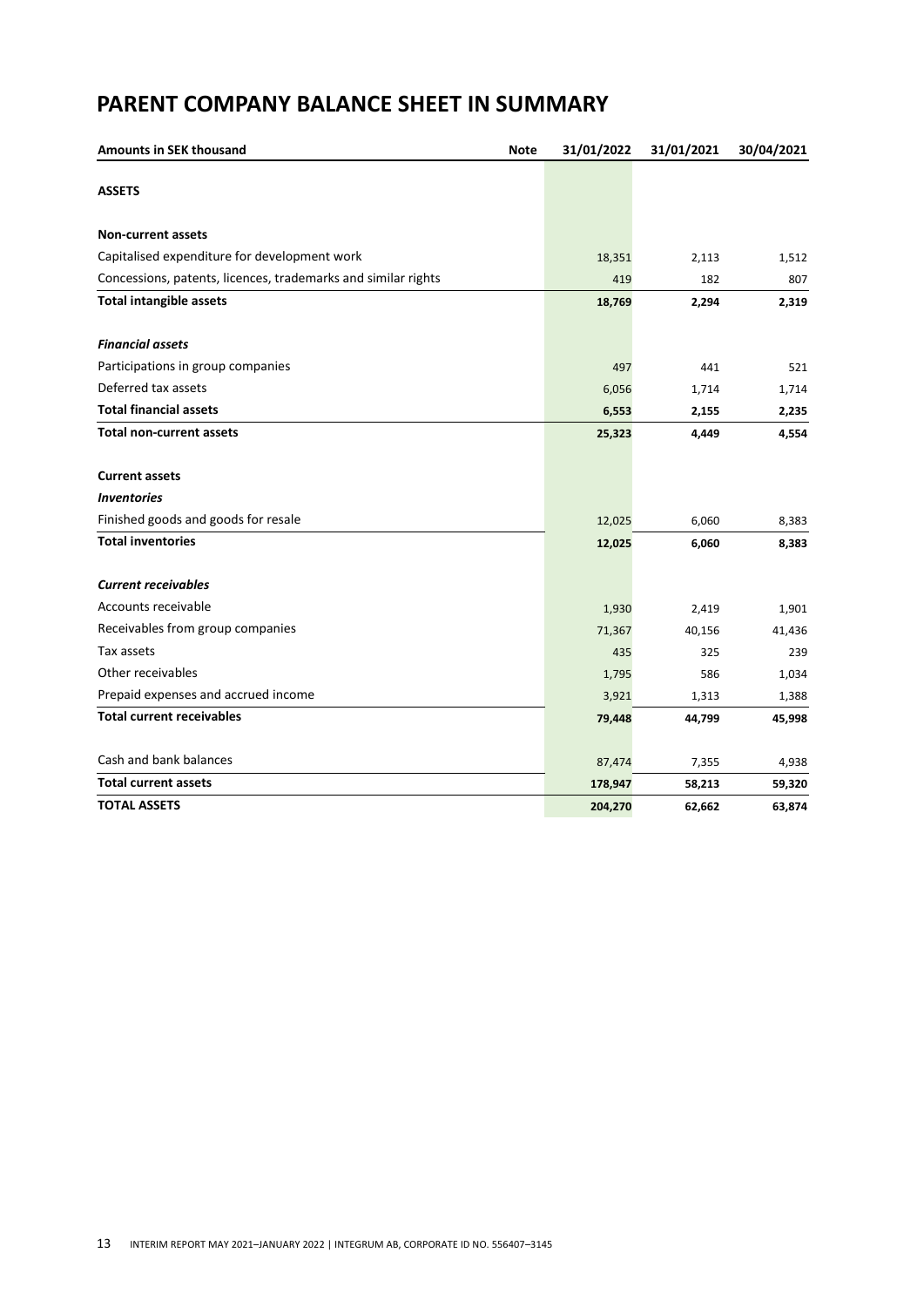# PARENT COMPANY BALANCE SHEET IN SUMMARY

| Amounts in SEK thousand | Note | 31/01/2022 | 31/01/2021 | 30/04/2021 |
|---|---|---|---|---|
| **ASSETS** | | | | |
| | | | | |
| **Non-current assets** | | | | |
| Capitalised expenditure for development work | | 18,351 | 2,113 | 1,512 |
| Concessions, patents, licences, trademarks and similar rights | | 419 | 182 | 807 |
| **Total intangible assets** | | **18,769** | **2,294** | **2,319** |
| | | | | |
| ***Financial assets*** | | | | |
| Participations in group companies | | 497 | 441 | 521 |
| Deferred tax assets | | 6,056 | 1,714 | 1,714 |
| **Total financial assets** | | **6,553** | **2,155** | **2,235** |
| **Total non-current assets** | | **25,323** | **4,449** | **4,554** |
| | | | | |
| **Current assets** | | | | |
| ***Inventories*** | | | | |
| Finished goods and goods for resale | | 12,025 | 6,060 | 8,383 |
| **Total inventories** | | **12,025** | **6,060** | **8,383** |
| | | | | |
| ***Current receivables*** | | | | |
| Accounts receivable | | 1,930 | 2,419 | 1,901 |
| Receivables from group companies | | 71,367 | 40,156 | 41,436 |
| Tax assets | | 435 | 325 | 239 |
| Other receivables | | 1,795 | 586 | 1,034 |
| Prepaid expenses and accrued income | | 3,921 | 1,313 | 1,388 |
| **Total current receivables** | | **79,448** | **44,799** | **45,998** |
| | | | | |
| Cash and bank balances | | 87,474 | 7,355 | 4,938 |
| **Total current assets** | | **178,947** | **58,213** | **59,320** |
| **TOTAL ASSETS** | | **204,270** | **62,662** | **63,874** |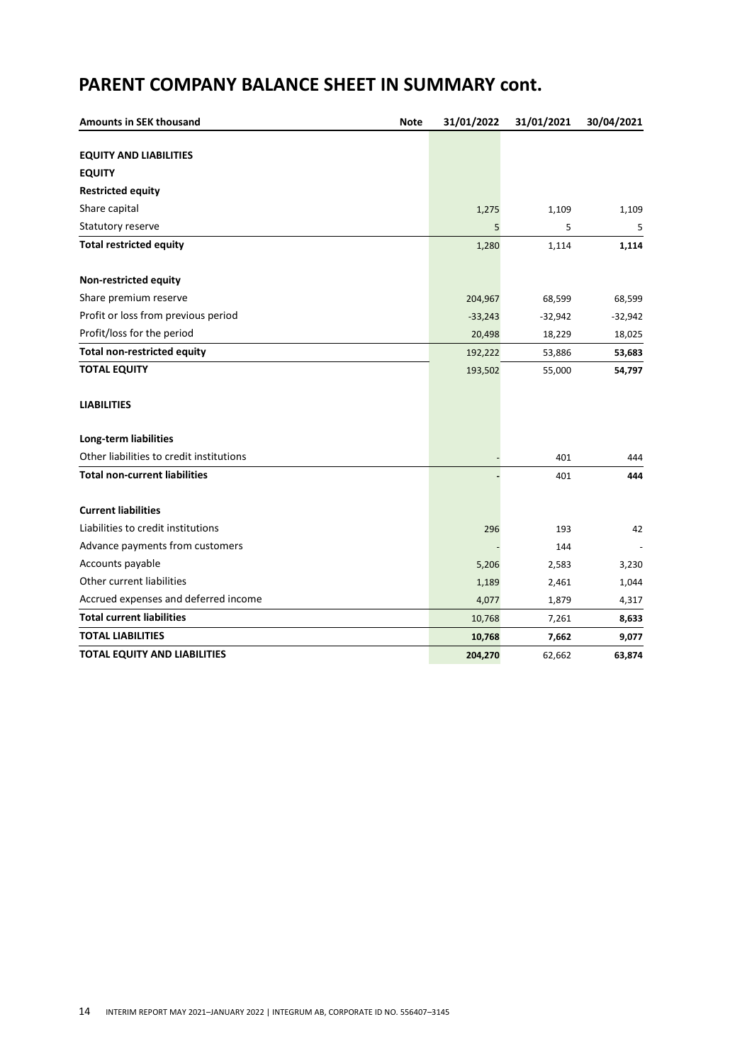# PARENT COMPANY BALANCE SHEET IN SUMMARY cont.

| Amounts in SEK thousand | Note | 31/01/2022 | 31/01/2021 | 30/04/2021 |
|---|---|---|---|---|
| **EQUITY AND LIABILITIES** | | | | |
| **EQUITY** | | | | |
| **Restricted equity** | | | | |
| Share capital | | 1,275 | 1,109 | 1,109 |
| Statutory reserve | | 5 | 5 | 5 |
| **Total restricted equity** | | 1,280 | 1,114 | **1,114** |
| | | | | |
| **Non-restricted equity** | | | | |
| Share premium reserve | | 204,967 | 68,599 | 68,599 |
| Profit or loss from previous period | | -33,243 | -32,942 | -32,942 |
| Profit/loss for the period | | 20,498 | 18,229 | 18,025 |
| **Total non-restricted equity** | | 192,222 | 53,886 | **53,683** |
| **TOTAL EQUITY** | | 193,502 | 55,000 | **54,797** |
| | | | | |
| **LIABILITIES** | | | | |
| | | | | |
| **Long-term liabilities** | | | | |
| Other liabilities to credit institutions | | - | 401 | 444 |
| **Total non-current liabilities** | | - | 401 | **444** |
| | | | | |
| **Current liabilities** | | | | |
| Liabilities to credit institutions | | 296 | 193 | 42 |
| Advance payments from customers | | - | 144 | - |
| Accounts payable | | 5,206 | 2,583 | 3,230 |
| Other current liabilities | | 1,189 | 2,461 | 1,044 |
| Accrued expenses and deferred income | | 4,077 | 1,879 | 4,317 |
| **Total current liabilities** | | 10,768 | 7,261 | **8,633** |
| **TOTAL LIABILITIES** | | **10,768** | **7,662** | **9,077** |
| **TOTAL EQUITY AND LIABILITIES** | | **204,270** | 62,662 | **63,874** |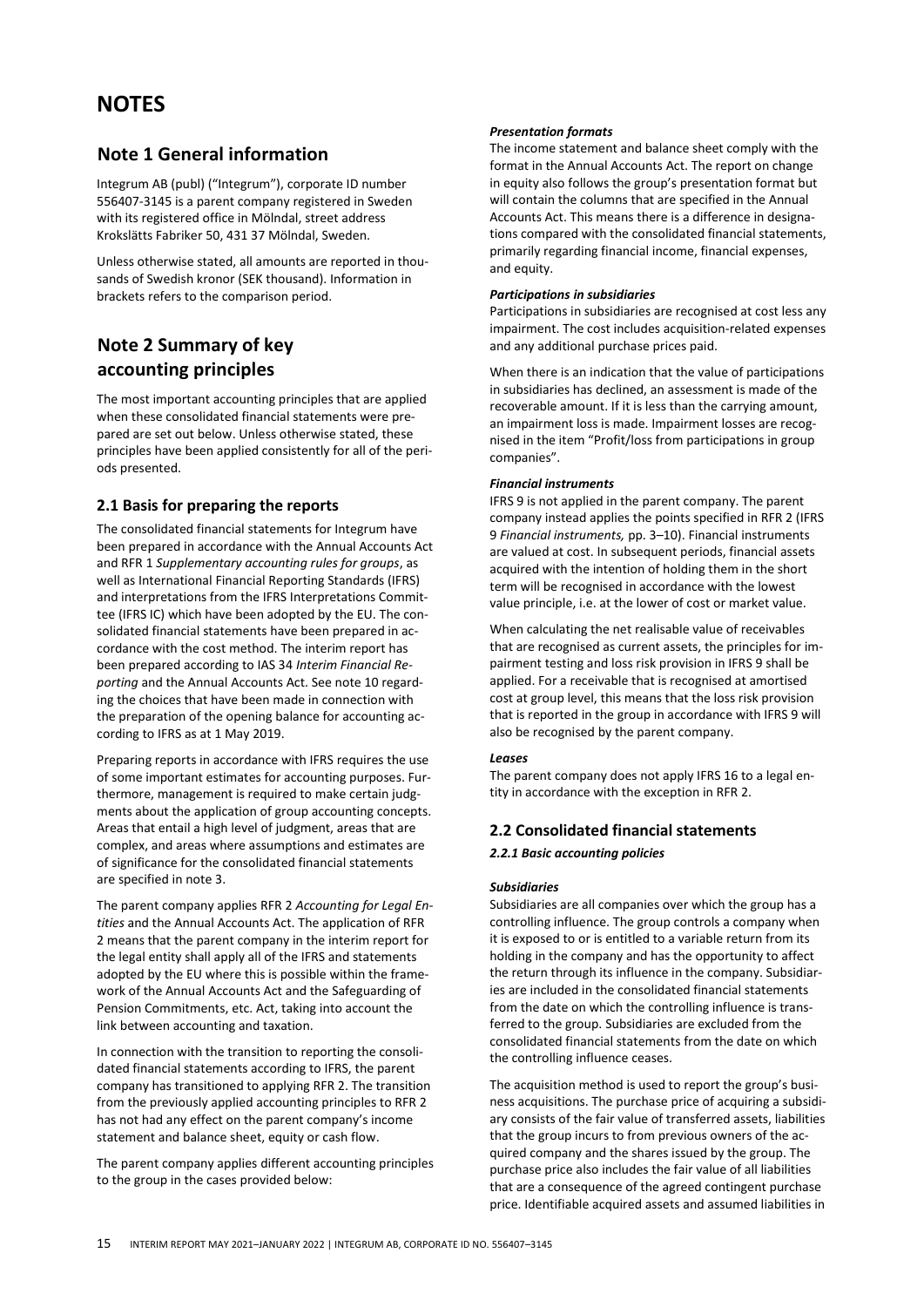# NOTES

## Note 1 General information

Integrum AB (publ) ("Integrum"), corporate ID number 556407-3145 is a parent company registered in Sweden with its registered office in Mölndal, street address Krokslätts Fabriker 50, 431 37 Mölndal, Sweden.

Unless otherwise stated, all amounts are reported in thousands of Swedish kronor (SEK thousand). Information in brackets refers to the comparison period.

## Note 2 Summary of key accounting principles

The most important accounting principles that are applied when these consolidated financial statements were prepared are set out below. Unless otherwise stated, these principles have been applied consistently for all of the periods presented.

### 2.1 Basis for preparing the reports

The consolidated financial statements for Integrum have been prepared in accordance with the Annual Accounts Act and RFR 1 *Supplementary accounting rules for groups*, as well as International Financial Reporting Standards (IFRS) and interpretations from the IFRS Interpretations Committee (IFRS IC) which have been adopted by the EU. The consolidated financial statements have been prepared in accordance with the cost method. The interim report has been prepared according to IAS 34 *Interim Financial Reporting* and the Annual Accounts Act. See note 10 regarding the choices that have been made in connection with the preparation of the opening balance for accounting according to IFRS as at 1 May 2019.

Preparing reports in accordance with IFRS requires the use of some important estimates for accounting purposes. Furthermore, management is required to make certain judgments about the application of group accounting concepts. Areas that entail a high level of judgment, areas that are complex, and areas where assumptions and estimates are of significance for the consolidated financial statements are specified in note 3.

The parent company applies RFR 2 *Accounting for Legal Entities* and the Annual Accounts Act. The application of RFR 2 means that the parent company in the interim report for the legal entity shall apply all of the IFRS and statements adopted by the EU where this is possible within the framework of the Annual Accounts Act and the Safeguarding of Pension Commitments, etc. Act, taking into account the link between accounting and taxation.

In connection with the transition to reporting the consolidated financial statements according to IFRS, the parent company has transitioned to applying RFR 2. The transition from the previously applied accounting principles to RFR 2 has not had any effect on the parent company's income statement and balance sheet, equity or cash flow.

The parent company applies different accounting principles to the group in the cases provided below:

***Presentation formats***

The income statement and balance sheet comply with the format in the Annual Accounts Act. The report on change in equity also follows the group's presentation format but will contain the columns that are specified in the Annual Accounts Act. This means there is a difference in designations compared with the consolidated financial statements, primarily regarding financial income, financial expenses, and equity.

***Participations in subsidiaries***

Participations in subsidiaries are recognised at cost less any impairment. The cost includes acquisition-related expenses and any additional purchase prices paid.

When there is an indication that the value of participations in subsidiaries has declined, an assessment is made of the recoverable amount. If it is less than the carrying amount, an impairment loss is made. Impairment losses are recognised in the item "Profit/loss from participations in group companies".

***Financial instruments***

IFRS 9 is not applied in the parent company. The parent company instead applies the points specified in RFR 2 (IFRS 9 *Financial instruments,* pp. 3–10). Financial instruments are valued at cost. In subsequent periods, financial assets acquired with the intention of holding them in the short term will be recognised in accordance with the lowest value principle, i.e. at the lower of cost or market value.

When calculating the net realisable value of receivables that are recognised as current assets, the principles for impairment testing and loss risk provision in IFRS 9 shall be applied. For a receivable that is recognised at amortised cost at group level, this means that the loss risk provision that is reported in the group in accordance with IFRS 9 will also be recognised by the parent company.

***Leases***

The parent company does not apply IFRS 16 to a legal entity in accordance with the exception in RFR 2.

### 2.2 Consolidated financial statements

***2.2.1 Basic accounting policies***

***Subsidiaries***

Subsidiaries are all companies over which the group has a controlling influence. The group controls a company when it is exposed to or is entitled to a variable return from its holding in the company and has the opportunity to affect the return through its influence in the company. Subsidiaries are included in the consolidated financial statements from the date on which the controlling influence is transferred to the group. Subsidiaries are excluded from the consolidated financial statements from the date on which the controlling influence ceases.

The acquisition method is used to report the group's business acquisitions. The purchase price of acquiring a subsidiary consists of the fair value of transferred assets, liabilities that the group incurs to from previous owners of the acquired company and the shares issued by the group. The purchase price also includes the fair value of all liabilities that are a consequence of the agreed contingent purchase price. Identifiable acquired assets and assumed liabilities in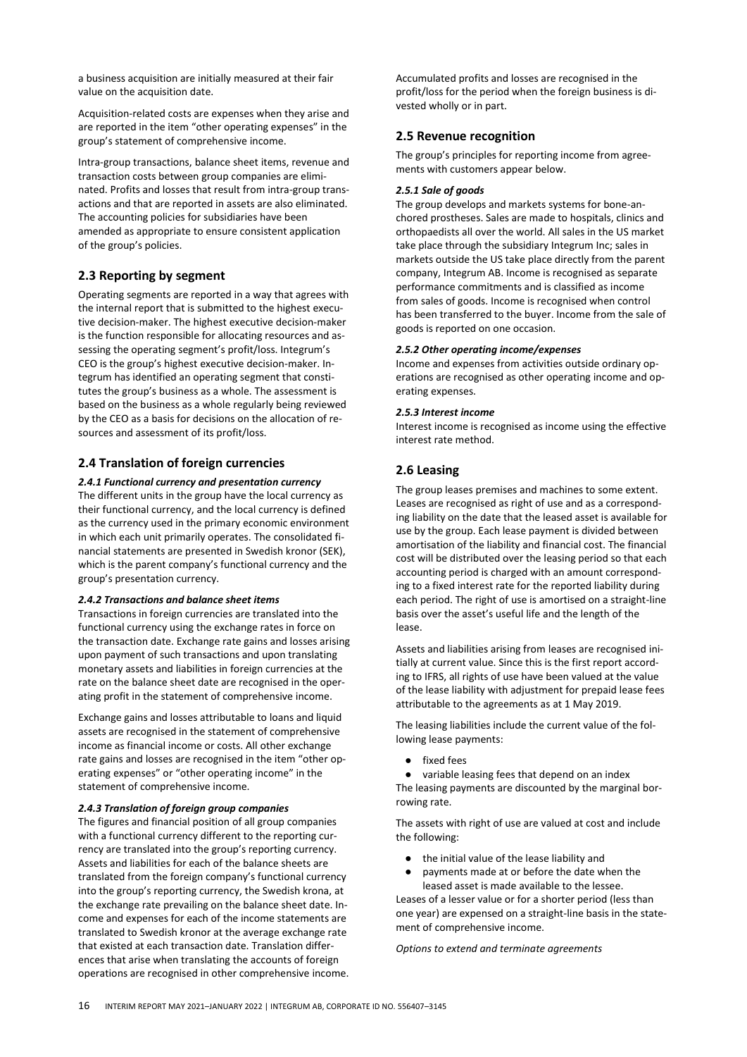a business acquisition are initially measured at their fair value on the acquisition date.

Acquisition-related costs are expenses when they arise and are reported in the item "other operating expenses" in the group's statement of comprehensive income.

Intra-group transactions, balance sheet items, revenue and transaction costs between group companies are eliminated. Profits and losses that result from intra-group transactions and that are reported in assets are also eliminated. The accounting policies for subsidiaries have been amended as appropriate to ensure consistent application of the group's policies.

## 2.3 Reporting by segment

Operating segments are reported in a way that agrees with the internal report that is submitted to the highest executive decision-maker. The highest executive decision-maker is the function responsible for allocating resources and assessing the operating segment's profit/loss. Integrum's CEO is the group's highest executive decision-maker. Integrum has identified an operating segment that constitutes the group's business as a whole. The assessment is based on the business as a whole regularly being reviewed by the CEO as a basis for decisions on the allocation of resources and assessment of its profit/loss.

## 2.4 Translation of foreign currencies

#### *2.4.1 Functional currency and presentation currency*

The different units in the group have the local currency as their functional currency, and the local currency is defined as the currency used in the primary economic environment in which each unit primarily operates. The consolidated financial statements are presented in Swedish kronor (SEK), which is the parent company's functional currency and the group's presentation currency.

#### *2.4.2 Transactions and balance sheet items*

Transactions in foreign currencies are translated into the functional currency using the exchange rates in force on the transaction date. Exchange rate gains and losses arising upon payment of such transactions and upon translating monetary assets and liabilities in foreign currencies at the rate on the balance sheet date are recognised in the operating profit in the statement of comprehensive income.

Exchange gains and losses attributable to loans and liquid assets are recognised in the statement of comprehensive income as financial income or costs. All other exchange rate gains and losses are recognised in the item "other operating expenses" or "other operating income" in the statement of comprehensive income.

#### *2.4.3 Translation of foreign group companies*

The figures and financial position of all group companies with a functional currency different to the reporting currency are translated into the group's reporting currency. Assets and liabilities for each of the balance sheets are translated from the foreign company's functional currency into the group's reporting currency, the Swedish krona, at the exchange rate prevailing on the balance sheet date. Income and expenses for each of the income statements are translated to Swedish kronor at the average exchange rate that existed at each transaction date. Translation differences that arise when translating the accounts of foreign operations are recognised in other comprehensive income. Accumulated profits and losses are recognised in the profit/loss for the period when the foreign business is divested wholly or in part.

## 2.5 Revenue recognition

The group's principles for reporting income from agreements with customers appear below.

#### *2.5.1 Sale of goods*

The group develops and markets systems for bone-anchored prostheses. Sales are made to hospitals, clinics and orthopaedists all over the world. All sales in the US market take place through the subsidiary Integrum Inc; sales in markets outside the US take place directly from the parent company, Integrum AB. Income is recognised as separate performance commitments and is classified as income from sales of goods. Income is recognised when control has been transferred to the buyer. Income from the sale of goods is reported on one occasion.

#### *2.5.2 Other operating income/expenses*

Income and expenses from activities outside ordinary operations are recognised as other operating income and operating expenses.

#### *2.5.3 Interest income*

Interest income is recognised as income using the effective interest rate method.

## 2.6 Leasing

The group leases premises and machines to some extent. Leases are recognised as right of use and as a corresponding liability on the date that the leased asset is available for use by the group. Each lease payment is divided between amortisation of the liability and financial cost. The financial cost will be distributed over the leasing period so that each accounting period is charged with an amount corresponding to a fixed interest rate for the reported liability during each period. The right of use is amortised on a straight-line basis over the asset's useful life and the length of the lease.

Assets and liabilities arising from leases are recognised initially at current value. Since this is the first report according to IFRS, all rights of use have been valued at the value of the lease liability with adjustment for prepaid lease fees attributable to the agreements as at 1 May 2019.

The leasing liabilities include the current value of the following lease payments:

- fixed fees
- variable leasing fees that depend on an index

The leasing payments are discounted by the marginal borrowing rate.

The assets with right of use are valued at cost and include the following:

- the initial value of the lease liability and
- payments made at or before the date when the leased asset is made available to the lessee.

Leases of a lesser value or for a shorter period (less than one year) are expensed on a straight-line basis in the statement of comprehensive income.

*Options to extend and terminate agreements*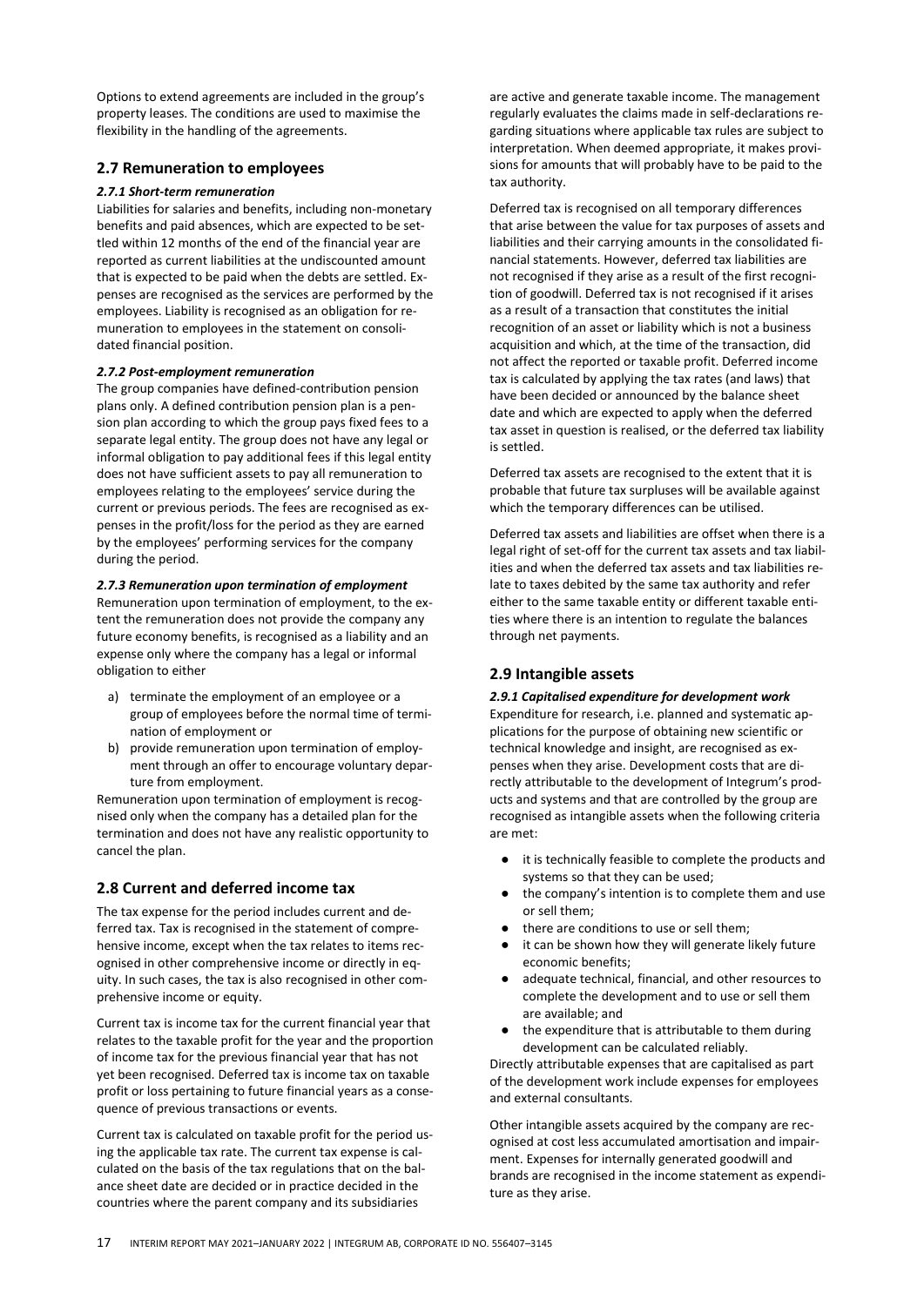Options to extend agreements are included in the group's property leases. The conditions are used to maximise the flexibility in the handling of the agreements.

## 2.7 Remuneration to employees

***2.7.1 Short-term remuneration***

Liabilities for salaries and benefits, including non-monetary benefits and paid absences, which are expected to be settled within 12 months of the end of the financial year are reported as current liabilities at the undiscounted amount that is expected to be paid when the debts are settled. Expenses are recognised as the services are performed by the employees. Liability is recognised as an obligation for remuneration to employees in the statement on consolidated financial position.

***2.7.2 Post-employment remuneration***

The group companies have defined-contribution pension plans only. A defined contribution pension plan is a pension plan according to which the group pays fixed fees to a separate legal entity. The group does not have any legal or informal obligation to pay additional fees if this legal entity does not have sufficient assets to pay all remuneration to employees relating to the employees' service during the current or previous periods. The fees are recognised as expenses in the profit/loss for the period as they are earned by the employees' performing services for the company during the period.

***2.7.3 Remuneration upon termination of employment***

Remuneration upon termination of employment, to the extent the remuneration does not provide the company any future economy benefits, is recognised as a liability and an expense only where the company has a legal or informal obligation to either

a) terminate the employment of an employee or a group of employees before the normal time of termination of employment or
b) provide remuneration upon termination of employment through an offer to encourage voluntary departure from employment.

Remuneration upon termination of employment is recognised only when the company has a detailed plan for the termination and does not have any realistic opportunity to cancel the plan.

## 2.8 Current and deferred income tax

The tax expense for the period includes current and deferred tax. Tax is recognised in the statement of comprehensive income, except when the tax relates to items recognised in other comprehensive income or directly in equity. In such cases, the tax is also recognised in other comprehensive income or equity.

Current tax is income tax for the current financial year that relates to the taxable profit for the year and the proportion of income tax for the previous financial year that has not yet been recognised. Deferred tax is income tax on taxable profit or loss pertaining to future financial years as a consequence of previous transactions or events.

Current tax is calculated on taxable profit for the period using the applicable tax rate. The current tax expense is calculated on the basis of the tax regulations that on the balance sheet date are decided or in practice decided in the countries where the parent company and its subsidiaries are active and generate taxable income. The management regularly evaluates the claims made in self-declarations regarding situations where applicable tax rules are subject to interpretation. When deemed appropriate, it makes provisions for amounts that will probably have to be paid to the tax authority.

Deferred tax is recognised on all temporary differences that arise between the value for tax purposes of assets and liabilities and their carrying amounts in the consolidated financial statements. However, deferred tax liabilities are not recognised if they arise as a result of the first recognition of goodwill. Deferred tax is not recognised if it arises as a result of a transaction that constitutes the initial recognition of an asset or liability which is not a business acquisition and which, at the time of the transaction, did not affect the reported or taxable profit. Deferred income tax is calculated by applying the tax rates (and laws) that have been decided or announced by the balance sheet date and which are expected to apply when the deferred tax asset in question is realised, or the deferred tax liability is settled.

Deferred tax assets are recognised to the extent that it is probable that future tax surpluses will be available against which the temporary differences can be utilised.

Deferred tax assets and liabilities are offset when there is a legal right of set-off for the current tax assets and tax liabilities and when the deferred tax assets and tax liabilities relate to taxes debited by the same tax authority and refer either to the same taxable entity or different taxable entities where there is an intention to regulate the balances through net payments.

## 2.9 Intangible assets

***2.9.1 Capitalised expenditure for development work***

Expenditure for research, i.e. planned and systematic applications for the purpose of obtaining new scientific or technical knowledge and insight, are recognised as expenses when they arise. Development costs that are directly attributable to the development of Integrum's products and systems and that are controlled by the group are recognised as intangible assets when the following criteria are met:

- it is technically feasible to complete the products and systems so that they can be used;
- the company's intention is to complete them and use or sell them;
- there are conditions to use or sell them;
- it can be shown how they will generate likely future economic benefits;
- adequate technical, financial, and other resources to complete the development and to use or sell them are available; and
- the expenditure that is attributable to them during development can be calculated reliably.

Directly attributable expenses that are capitalised as part of the development work include expenses for employees and external consultants.

Other intangible assets acquired by the company are recognised at cost less accumulated amortisation and impairment. Expenses for internally generated goodwill and brands are recognised in the income statement as expenditure as they arise.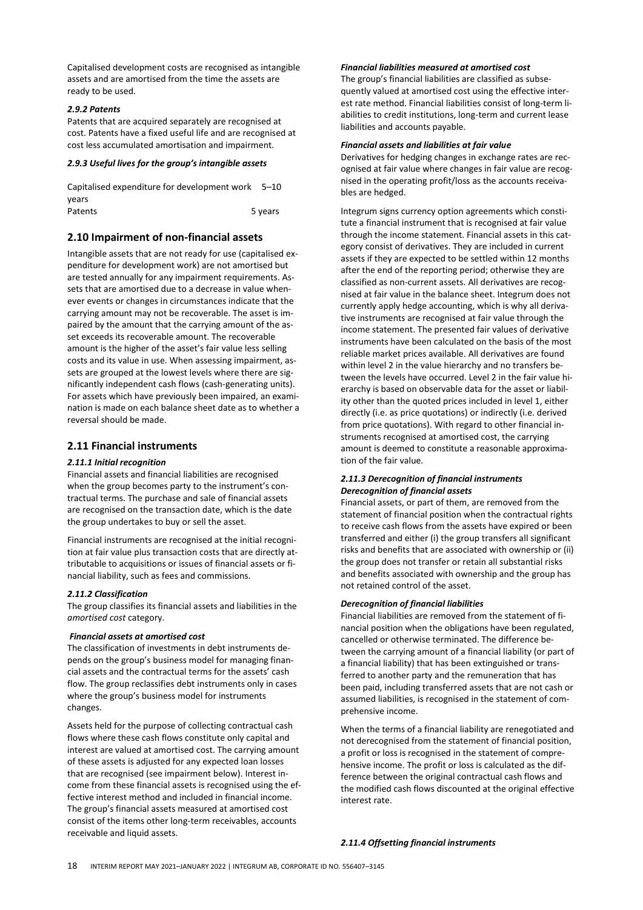Capitalised development costs are recognised as intangible assets and are amortised from the time the assets are ready to be used.

#### *2.9.2 Patents*

Patents that are acquired separately are recognised at cost. Patents have a fixed useful life and are recognised at cost less accumulated amortisation and impairment.

#### *2.9.3 Useful lives for the group's intangible assets*

| | |
|---|---|
| Capitalised expenditure for development work | 5–10 years |
| Patents | 5 years |

## 2.10 Impairment of non-financial assets

Intangible assets that are not ready for use (capitalised expenditure for development work) are not amortised but are tested annually for any impairment requirements. Assets that are amortised due to a decrease in value whenever events or changes in circumstances indicate that the carrying amount may not be recoverable. The asset is impaired by the amount that the carrying amount of the asset exceeds its recoverable amount. The recoverable amount is the higher of the asset's fair value less selling costs and its value in use. When assessing impairment, assets are grouped at the lowest levels where there are significantly independent cash flows (cash-generating units). For assets which have previously been impaired, an examination is made on each balance sheet date as to whether a reversal should be made.

## 2.11 Financial instruments

#### *2.11.1 Initial recognition*

Financial assets and financial liabilities are recognised when the group becomes party to the instrument's contractual terms. The purchase and sale of financial assets are recognised on the transaction date, which is the date the group undertakes to buy or sell the asset.

Financial instruments are recognised at the initial recognition at fair value plus transaction costs that are directly attributable to acquisitions or issues of financial assets or financial liability, such as fees and commissions.

#### *2.11.2 Classification*

The group classifies its financial assets and liabilities in the *amortised cost* category.

***Financial assets at amortised cost***

The classification of investments in debt instruments depends on the group's business model for managing financial assets and the contractual terms for the assets' cash flow. The group reclassifies debt instruments only in cases where the group's business model for instruments changes.

Assets held for the purpose of collecting contractual cash flows where these cash flows constitute only capital and interest are valued at amortised cost. The carrying amount of these assets is adjusted for any expected loan losses that are recognised (see impairment below). Interest income from these financial assets is recognised using the effective interest method and included in financial income. The group's financial assets measured at amortised cost consist of the items other long-term receivables, accounts receivable and liquid assets.

***Financial liabilities measured at amortised cost***

The group's financial liabilities are classified as subsequently valued at amortised cost using the effective interest rate method. Financial liabilities consist of long-term liabilities to credit institutions, long-term and current lease liabilities and accounts payable.

***Financial assets and liabilities at fair value***

Derivatives for hedging changes in exchange rates are recognised at fair value where changes in fair value are recognised in the operating profit/loss as the accounts receivables are hedged.

Integrum signs currency option agreements which constitute a financial instrument that is recognised at fair value through the income statement. Financial assets in this category consist of derivatives. They are included in current assets if they are expected to be settled within 12 months after the end of the reporting period; otherwise they are classified as non-current assets. All derivatives are recognised at fair value in the balance sheet. Integrum does not currently apply hedge accounting, which is why all derivative instruments are recognised at fair value through the income statement. The presented fair values of derivative instruments have been calculated on the basis of the most reliable market prices available. All derivatives are found within level 2 in the value hierarchy and no transfers between the levels have occurred. Level 2 in the fair value hierarchy is based on observable data for the asset or liability other than the quoted prices included in level 1, either directly (i.e. as price quotations) or indirectly (i.e. derived from price quotations). With regard to other financial instruments recognised at amortised cost, the carrying amount is deemed to constitute a reasonable approximation of the fair value.

#### *2.11.3 Derecognition of financial instruments*

***Derecognition of financial assets***

Financial assets, or part of them, are removed from the statement of financial position when the contractual rights to receive cash flows from the assets have expired or been transferred and either (i) the group transfers all significant risks and benefits that are associated with ownership or (ii) the group does not transfer or retain all substantial risks and benefits associated with ownership and the group has not retained control of the asset.

***Derecognition of financial liabilities***

Financial liabilities are removed from the statement of financial position when the obligations have been regulated, cancelled or otherwise terminated. The difference between the carrying amount of a financial liability (or part of a financial liability) that has been extinguished or transferred to another party and the remuneration that has been paid, including transferred assets that are not cash or assumed liabilities, is recognised in the statement of comprehensive income.

When the terms of a financial liability are renegotiated and not derecognised from the statement of financial position, a profit or loss is recognised in the statement of comprehensive income. The profit or loss is calculated as the difference between the original contractual cash flows and the modified cash flows discounted at the original effective interest rate.

#### *2.11.4 Offsetting financial instruments*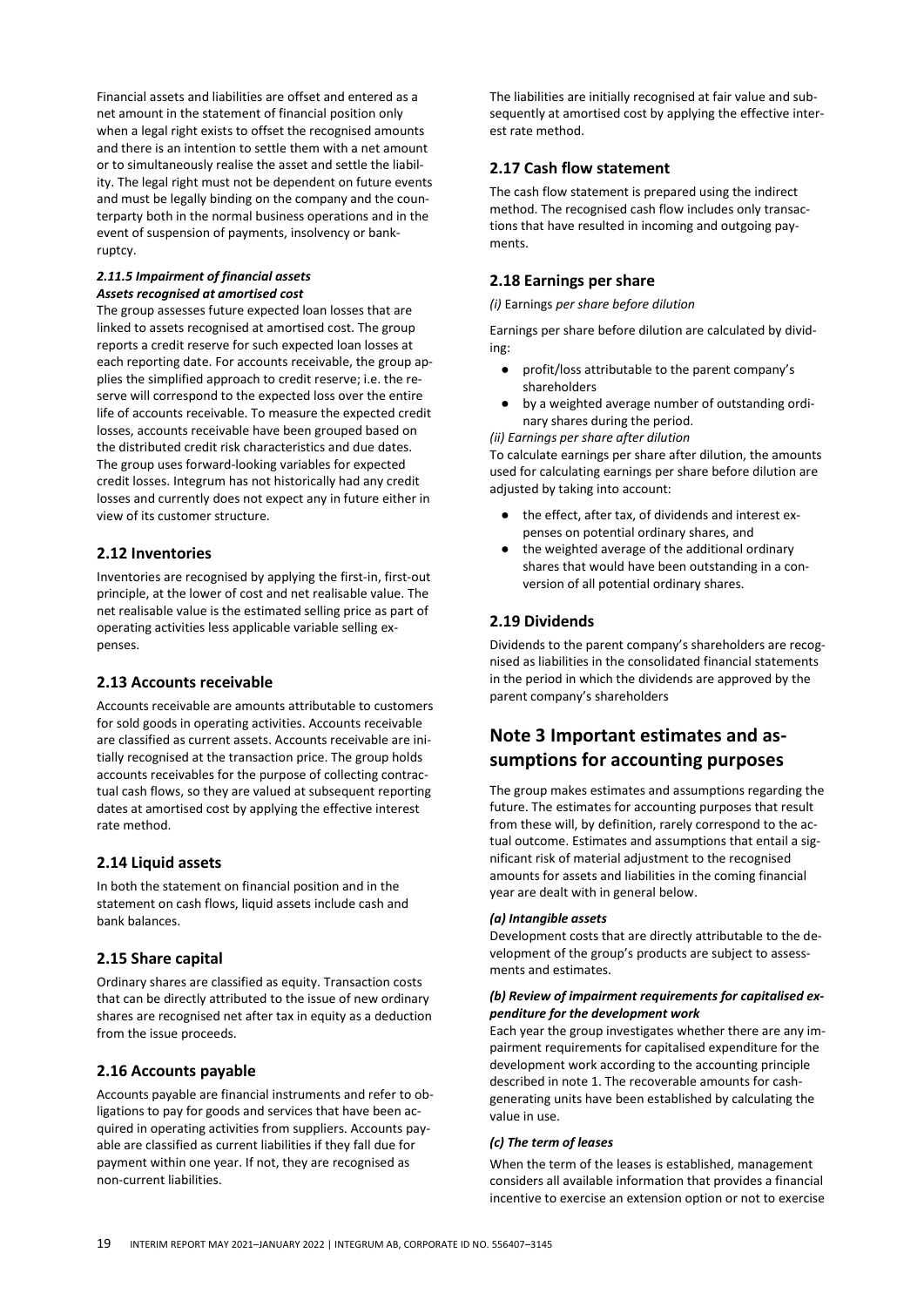Financial assets and liabilities are offset and entered as a net amount in the statement of financial position only when a legal right exists to offset the recognised amounts and there is an intention to settle them with a net amount or to simultaneously realise the asset and settle the liability. The legal right must not be dependent on future events and must be legally binding on the company and the counterparty both in the normal business operations and in the event of suspension of payments, insolvency or bankruptcy.

#### *2.11.5 Impairment of financial assets*
#### *Assets recognised at amortised cost*

The group assesses future expected loan losses that are linked to assets recognised at amortised cost. The group reports a credit reserve for such expected loan losses at each reporting date. For accounts receivable, the group applies the simplified approach to credit reserve; i.e. the reserve will correspond to the expected loss over the entire life of accounts receivable. To measure the expected credit losses, accounts receivable have been grouped based on the distributed credit risk characteristics and due dates. The group uses forward-looking variables for expected credit losses. Integrum has not historically had any credit losses and currently does not expect any in future either in view of its customer structure.

### 2.12 Inventories

Inventories are recognised by applying the first-in, first-out principle, at the lower of cost and net realisable value. The net realisable value is the estimated selling price as part of operating activities less applicable variable selling expenses.

### 2.13 Accounts receivable

Accounts receivable are amounts attributable to customers for sold goods in operating activities. Accounts receivable are classified as current assets. Accounts receivable are initially recognised at the transaction price. The group holds accounts receivables for the purpose of collecting contractual cash flows, so they are valued at subsequent reporting dates at amortised cost by applying the effective interest rate method.

### 2.14 Liquid assets

In both the statement on financial position and in the statement on cash flows, liquid assets include cash and bank balances.

### 2.15 Share capital

Ordinary shares are classified as equity. Transaction costs that can be directly attributed to the issue of new ordinary shares are recognised net after tax in equity as a deduction from the issue proceeds.

### 2.16 Accounts payable

Accounts payable are financial instruments and refer to obligations to pay for goods and services that have been acquired in operating activities from suppliers. Accounts payable are classified as current liabilities if they fall due for payment within one year. If not, they are recognised as non-current liabilities.

The liabilities are initially recognised at fair value and subsequently at amortised cost by applying the effective interest rate method.

### 2.17 Cash flow statement

The cash flow statement is prepared using the indirect method. The recognised cash flow includes only transactions that have resulted in incoming and outgoing payments.

### 2.18 Earnings per share

*(i)* Earnings *per share before dilution*

Earnings per share before dilution are calculated by dividing:

- profit/loss attributable to the parent company's shareholders
- by a weighted average number of outstanding ordinary shares during the period.

*(ii) Earnings per share after dilution*

To calculate earnings per share after dilution, the amounts used for calculating earnings per share before dilution are adjusted by taking into account:

- the effect, after tax, of dividends and interest expenses on potential ordinary shares, and
- the weighted average of the additional ordinary shares that would have been outstanding in a conversion of all potential ordinary shares.

### 2.19 Dividends

Dividends to the parent company's shareholders are recognised as liabilities in the consolidated financial statements in the period in which the dividends are approved by the parent company's shareholders

## Note 3 Important estimates and assumptions for accounting purposes

The group makes estimates and assumptions regarding the future. The estimates for accounting purposes that result from these will, by definition, rarely correspond to the actual outcome. Estimates and assumptions that entail a significant risk of material adjustment to the recognised amounts for assets and liabilities in the coming financial year are dealt with in general below.

#### *(a) Intangible assets*

Development costs that are directly attributable to the development of the group's products are subject to assessments and estimates.

#### *(b) Review of impairment requirements for capitalised expenditure for the development work*

Each year the group investigates whether there are any impairment requirements for capitalised expenditure for the development work according to the accounting principle described in note 1. The recoverable amounts for cash-generating units have been established by calculating the value in use.

#### *(c) The term of leases*

When the term of the leases is established, management considers all available information that provides a financial incentive to exercise an extension option or not to exercise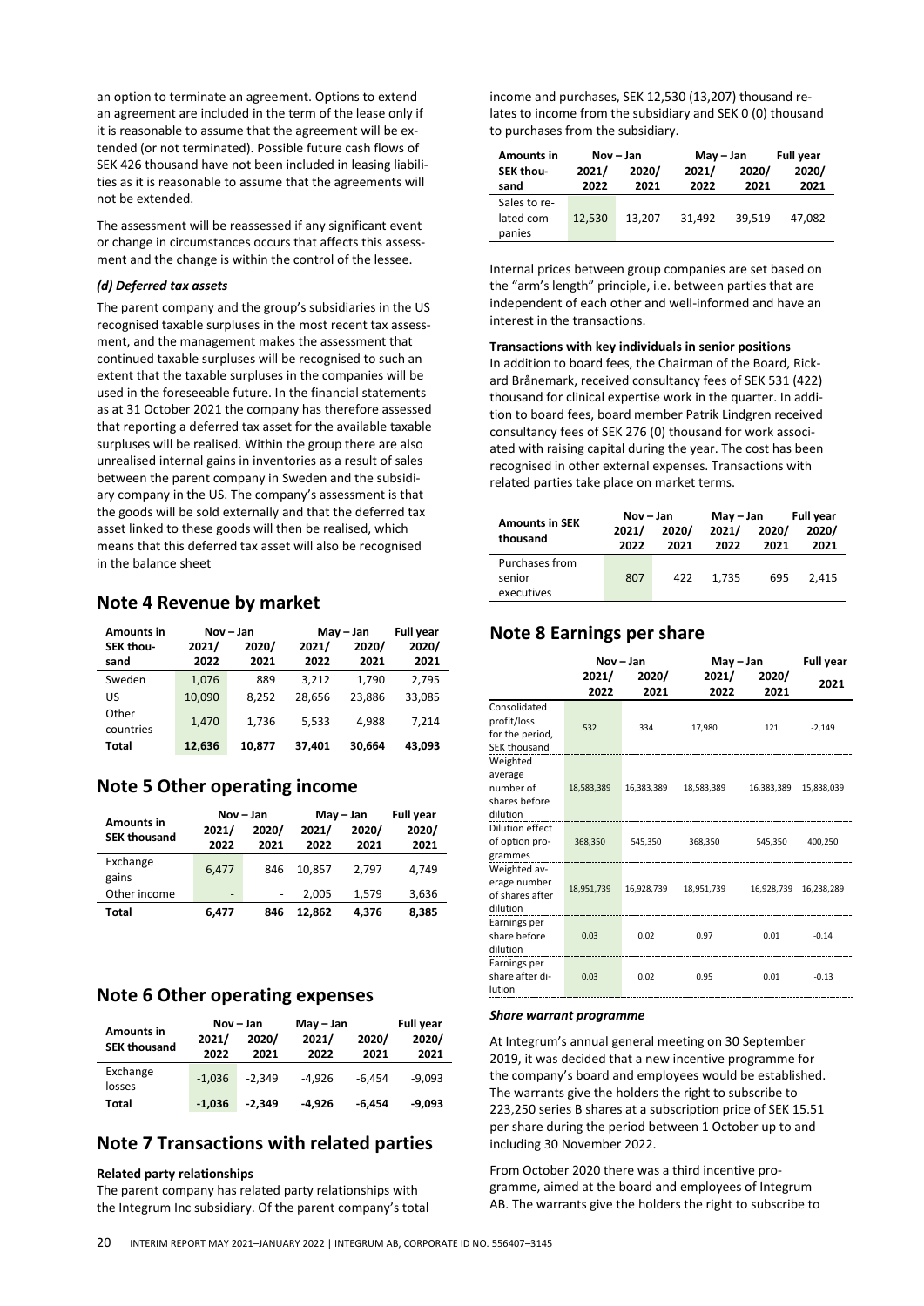an option to terminate an agreement. Options to extend an agreement are included in the term of the lease only if it is reasonable to assume that the agreement will be extended (or not terminated). Possible future cash flows of SEK 426 thousand have not been included in leasing liabilities as it is reasonable to assume that the agreements will not be extended.

The assessment will be reassessed if any significant event or change in circumstances occurs that affects this assessment and the change is within the control of the lessee.

***(d) Deferred tax assets***

The parent company and the group's subsidiaries in the US recognised taxable surpluses in the most recent tax assessment, and the management makes the assessment that continued taxable surpluses will be recognised to such an extent that the taxable surpluses in the companies will be used in the foreseeable future. In the financial statements as at 31 October 2021 the company has therefore assessed that reporting a deferred tax asset for the available taxable surpluses will be realised. Within the group there are also unrealised internal gains in inventories as a result of sales between the parent company in Sweden and the subsidiary company in the US. The company's assessment is that the goods will be sold externally and that the deferred tax asset linked to these goods will then be realised, which means that this deferred tax asset will also be recognised in the balance sheet

## Note 4 Revenue by market

| Amounts in SEK thousand | Nov – Jan 2021/2022 | Nov – Jan 2020/2021 | May – Jan 2021/2022 | May – Jan 2020/2021 | Full year 2020/2021 |
|---|---|---|---|---|---|
| Sweden | 1,076 | 889 | 3,212 | 1,790 | 2,795 |
| US | 10,090 | 8,252 | 28,656 | 23,886 | 33,085 |
| Other countries | 1,470 | 1,736 | 5,533 | 4,988 | 7,214 |
| **Total** | **12,636** | **10,877** | **37,401** | **30,664** | **43,093** |

## Note 5 Other operating income

| Amounts in SEK thousand | Nov – Jan 2021/2022 | Nov – Jan 2020/2021 | May – Jan 2021/2022 | May – Jan 2020/2021 | Full year 2020/2021 |
|---|---|---|---|---|---|
| Exchange gains | 6,477 | 846 | 10,857 | 2,797 | 4,749 |
| Other income | - | - | 2,005 | 1,579 | 3,636 |
| **Total** | **6,477** | **846** | **12,862** | **4,376** | **8,385** |

## Note 6 Other operating expenses

| Amounts in SEK thousand | Nov – Jan 2021/2022 | Nov – Jan 2020/2021 | May – Jan 2021/2022 | May – Jan 2020/2021 | Full year 2020/2021 |
|---|---|---|---|---|---|
| Exchange losses | -1,036 | -2,349 | -4,926 | -6,454 | -9,093 |
| **Total** | **-1,036** | **-2,349** | **-4,926** | **-6,454** | **-9,093** |

## Note 7 Transactions with related parties

**Related party relationships**

The parent company has related party relationships with the Integrum Inc subsidiary. Of the parent company's total income and purchases, SEK 12,530 (13,207) thousand relates to income from the subsidiary and SEK 0 (0) thousand to purchases from the subsidiary.

| Amounts in SEK thousand | Nov – Jan 2021/2022 | Nov – Jan 2020/2021 | May – Jan 2021/2022 | May – Jan 2020/2021 | Full year 2020/2021 |
|---|---|---|---|---|---|
| Sales to related companies | 12,530 | 13,207 | 31,492 | 39,519 | 47,082 |

Internal prices between group companies are set based on the "arm's length" principle, i.e. between parties that are independent of each other and well-informed and have an interest in the transactions.

**Transactions with key individuals in senior positions**

In addition to board fees, the Chairman of the Board, Rickard Brånemark, received consultancy fees of SEK 531 (422) thousand for clinical expertise work in the quarter. In addition to board fees, board member Patrik Lindgren received consultancy fees of SEK 276 (0) thousand for work associated with raising capital during the year. The cost has been recognised in other external expenses. Transactions with related parties take place on market terms.

| Amounts in SEK thousand | Nov – Jan 2021/2022 | Nov – Jan 2020/2021 | May – Jan 2021/2022 | May – Jan 2020/2021 | Full year 2020/2021 |
|---|---|---|---|---|---|
| Purchases from senior executives | 807 | 422 | 1,735 | 695 | 2,415 |

## Note 8 Earnings per share

| | Nov – Jan 2021/2022 | Nov – Jan 2020/2021 | May – Jan 2021/2022 | May – Jan 2020/2021 | Full year 2021 |
|---|---|---|---|---|---|
| Consolidated profit/loss for the period, SEK thousand | 532 | 334 | 17,980 | 121 | -2,149 |
| Weighted average number of shares before dilution | 18,583,389 | 16,383,389 | 18,583,389 | 16,383,389 | 15,838,039 |
| Dilution effect of option programmes | 368,350 | 545,350 | 368,350 | 545,350 | 400,250 |
| Weighted average number of shares after dilution | 18,951,739 | 16,928,739 | 18,951,739 | 16,928,739 | 16,238,289 |
| Earnings per share before dilution | 0.03 | 0.02 | 0.97 | 0.01 | -0.14 |
| Earnings per share after dilution | 0.03 | 0.02 | 0.95 | 0.01 | -0.13 |

***Share warrant programme***

At Integrum's annual general meeting on 30 September 2019, it was decided that a new incentive programme for the company's board and employees would be established. The warrants give the holders the right to subscribe to 223,250 series B shares at a subscription price of SEK 15.51 per share during the period between 1 October up to and including 30 November 2022.

From October 2020 there was a third incentive programme, aimed at the board and employees of Integrum AB. The warrants give the holders the right to subscribe to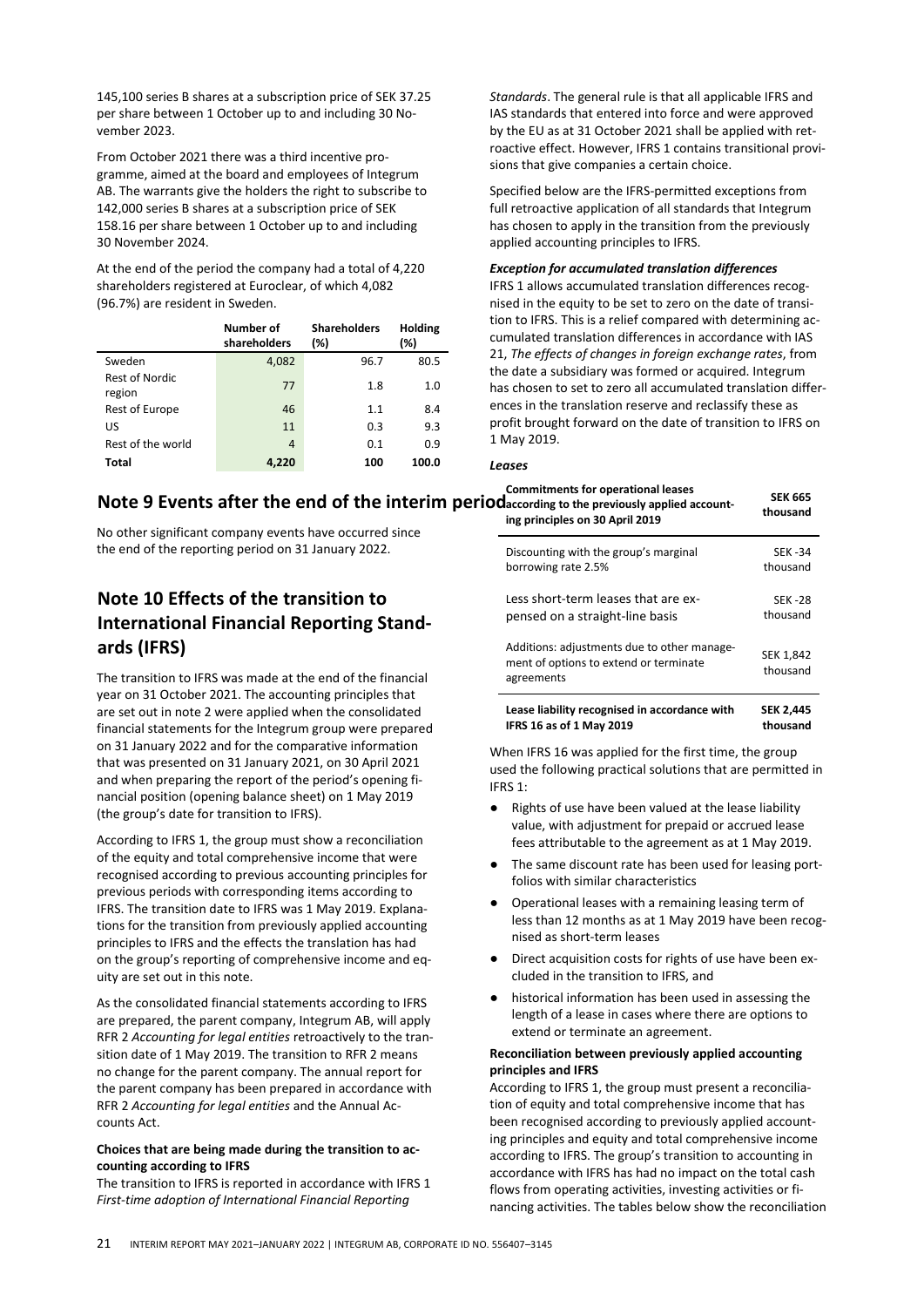145,100 series B shares at a subscription price of SEK 37.25 per share between 1 October up to and including 30 November 2023.

From October 2021 there was a third incentive programme, aimed at the board and employees of Integrum AB. The warrants give the holders the right to subscribe to 142,000 series B shares at a subscription price of SEK 158.16 per share between 1 October up to and including 30 November 2024.

At the end of the period the company had a total of 4,220 shareholders registered at Euroclear, of which 4,082 (96.7%) are resident in Sweden.

| | Number of shareholders | Shareholders (%) | Holding (%) |
|---|---|---|---|
| Sweden | 4,082 | 96.7 | 80.5 |
| Rest of Nordic region | 77 | 1.8 | 1.0 |
| Rest of Europe | 46 | 1.1 | 8.4 |
| US | 11 | 0.3 | 9.3 |
| Rest of the world | 4 | 0.1 | 0.9 |
| **Total** | **4,220** | **100** | **100.0** |

## Note 9 Events after the end of the interim period

No other significant company events have occurred since the end of the reporting period on 31 January 2022.

## Note 10 Effects of the transition to International Financial Reporting Standards (IFRS)

The transition to IFRS was made at the end of the financial year on 31 October 2021. The accounting principles that are set out in note 2 were applied when the consolidated financial statements for the Integrum group were prepared on 31 January 2022 and for the comparative information that was presented on 31 January 2021, on 30 April 2021 and when preparing the report of the period's opening financial position (opening balance sheet) on 1 May 2019 (the group's date for transition to IFRS).

According to IFRS 1, the group must show a reconciliation of the equity and total comprehensive income that were recognised according to previous accounting principles for previous periods with corresponding items according to IFRS. The transition date to IFRS was 1 May 2019. Explanations for the transition from previously applied accounting principles to IFRS and the effects the translation has had on the group's reporting of comprehensive income and equity are set out in this note.

As the consolidated financial statements according to IFRS are prepared, the parent company, Integrum AB, will apply RFR 2 *Accounting for legal entities* retroactively to the transition date of 1 May 2019. The transition to RFR 2 means no change for the parent company. The annual report for the parent company has been prepared in accordance with RFR 2 *Accounting for legal entities* and the Annual Accounts Act.

**Choices that are being made during the transition to accounting according to IFRS**

The transition to IFRS is reported in accordance with IFRS 1 *First-time adoption of International Financial Reporting Standards*. The general rule is that all applicable IFRS and IAS standards that entered into force and were approved by the EU as at 31 October 2021 shall be applied with retroactive effect. However, IFRS 1 contains transitional provisions that give companies a certain choice.

Specified below are the IFRS-permitted exceptions from full retroactive application of all standards that Integrum has chosen to apply in the transition from the previously applied accounting principles to IFRS.

***Exception for accumulated translation differences***

IFRS 1 allows accumulated translation differences recognised in the equity to be set to zero on the date of transition to IFRS. This is a relief compared with determining accumulated translation differences in accordance with IAS 21, *The effects of changes in foreign exchange rates*, from the date a subsidiary was formed or acquired. Integrum has chosen to set to zero all accumulated translation differences in the translation reserve and reclassify these as profit brought forward on the date of transition to IFRS on 1 May 2019.

***Leases***

| **Commitments for operational leases according to the previously applied accounting principles on 30 April 2019** | **SEK 665 thousand** |
|---|---|
| Discounting with the group's marginal borrowing rate 2.5% | SEK -34 thousand |
| Less short-term leases that are expensed on a straight-line basis | SEK -28 thousand |
| Additions: adjustments due to other management of options to extend or terminate agreements | SEK 1,842 thousand |
| **Lease liability recognised in accordance with IFRS 16 as of 1 May 2019** | **SEK 2,445 thousand** |

When IFRS 16 was applied for the first time, the group used the following practical solutions that are permitted in IFRS 1:

- Rights of use have been valued at the lease liability value, with adjustment for prepaid or accrued lease fees attributable to the agreement as at 1 May 2019.
- The same discount rate has been used for leasing portfolios with similar characteristics
- Operational leases with a remaining leasing term of less than 12 months as at 1 May 2019 have been recognised as short-term leases
- Direct acquisition costs for rights of use have been excluded in the transition to IFRS, and
- historical information has been used in assessing the length of a lease in cases where there are options to extend or terminate an agreement.

**Reconciliation between previously applied accounting principles and IFRS**

According to IFRS 1, the group must present a reconciliation of equity and total comprehensive income that has been recognised according to previously applied accounting principles and equity and total comprehensive income according to IFRS. The group's transition to accounting in accordance with IFRS has had no impact on the total cash flows from operating activities, investing activities or financing activities. The tables below show the reconciliation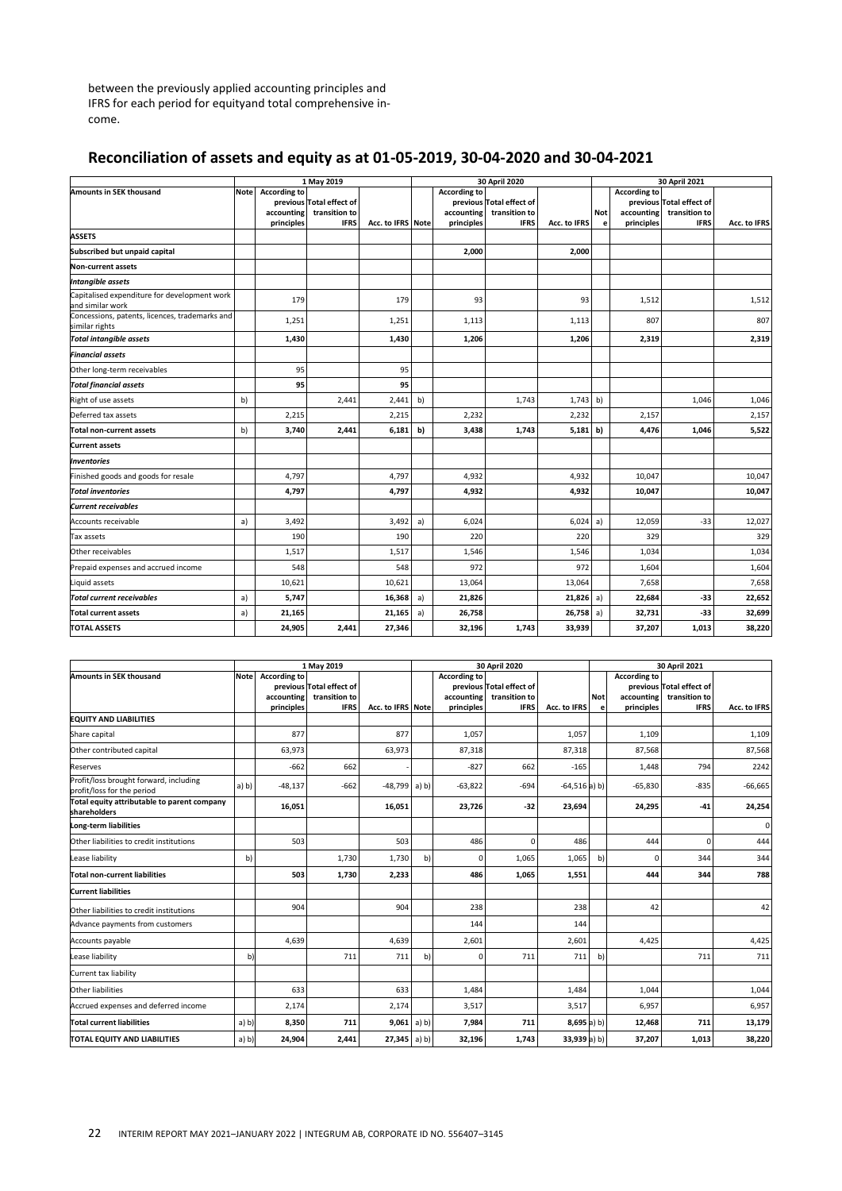between the previously applied accounting principles and IFRS for each period for equityand total comprehensive income.

## Reconciliation of assets and equity as at 01-05-2019, 30-04-2020 and 30-04-2021

| Amounts in SEK thousand | Note | 1 May 2019 According to previous accounting principles | Total effect of transition to IFRS | Acc. to IFRS | Note | 30 April 2020 According to previous accounting principles | Total effect of transition to IFRS | Acc. to IFRS | Note | 30 April 2021 According to previous accounting principles | Total effect of transition to IFRS | Acc. to IFRS |
|---|---|---|---|---|---|---|---|---|---|---|---|---|
| **ASSETS** | | | | | | | | | | | | |
| **Subscribed but unpaid capital** | | | | | | **2,000** | | **2,000** | | | | |
| **Non-current assets** | | | | | | | | | | | | |
| ***Intangible assets*** | | | | | | | | | | | | |
| Capitalised expenditure for development work and similar work | | 179 | | 179 | | 93 | | 93 | | 1,512 | | 1,512 |
| Concessions, patents, licences, trademarks and similar rights | | 1,251 | | 1,251 | | 1,113 | | 1,113 | | 807 | | 807 |
| ***Total intangible assets*** | | **1,430** | | **1,430** | | **1,206** | | **1,206** | | **2,319** | | **2,319** |
| ***Financial assets*** | | | | | | | | | | | | |
| Other long-term receivables | | 95 | | 95 | | | | | | | | |
| ***Total financial assets*** | | **95** | | **95** | | | | | | | | |
| Right of use assets | b) | | 2,441 | 2,441 | b) | | 1,743 | 1,743 | b) | | 1,046 | 1,046 |
| Deferred tax assets | | 2,215 | | 2,215 | | 2,232 | | 2,232 | | 2,157 | | 2,157 |
| **Total non-current assets** | b) | **3,740** | **2,441** | **6,181** | **b)** | **3,438** | **1,743** | **5,181** | **b)** | **4,476** | **1,046** | **5,522** |
| **Current assets** | | | | | | | | | | | | |
| ***Inventories*** | | | | | | | | | | | | |
| Finished goods and goods for resale | | 4,797 | | 4,797 | | 4,932 | | 4,932 | | 10,047 | | 10,047 |
| ***Total inventories*** | | **4,797** | | **4,797** | | **4,932** | | **4,932** | | **10,047** | | **10,047** |
| ***Current receivables*** | | | | | | | | | | | | |
| Accounts receivable | a) | 3,492 | | 3,492 | a) | 6,024 | | 6,024 | a) | 12,059 | -33 | 12,027 |
| Tax assets | | 190 | | 190 | | 220 | | 220 | | 329 | | 329 |
| Other receivables | | 1,517 | | 1,517 | | 1,546 | | 1,546 | | 1,034 | | 1,034 |
| Prepaid expenses and accrued income | | 548 | | 548 | | 972 | | 972 | | 1,604 | | 1,604 |
| Liquid assets | | 10,621 | | 10,621 | | 13,064 | | 13,064 | | 7,658 | | 7,658 |
| ***Total current receivables*** | a) | **5,747** | | **16,368** | a) | **21,826** | | **21,826** | a) | **22,684** | **-33** | **22,652** |
| **Total current assets** | a) | **21,165** | | **21,165** | a) | **26,758** | | **26,758** | a) | **32,731** | **-33** | **32,699** |
| **TOTAL ASSETS** | | **24,905** | **2,441** | **27,346** | | **32,196** | **1,743** | **33,939** | | **37,207** | **1,013** | **38,220** |

| Amounts in SEK thousand | Note | 1 May 2019 According to previous accounting principles | Total effect of transition to IFRS | Acc. to IFRS | Note | 30 April 2020 According to previous accounting principles | Total effect of transition to IFRS | Acc. to IFRS | Note | 30 April 2021 According to previous accounting principles | Total effect of transition to IFRS | Acc. to IFRS |
|---|---|---|---|---|---|---|---|---|---|---|---|---|
| **EQUITY AND LIABILITIES** | | | | | | | | | | | | |
| Share capital | | 877 | | 877 | | 1,057 | | 1,057 | | 1,109 | | 1,109 |
| Other contributed capital | | 63,973 | | 63,973 | | 87,318 | | 87,318 | | 87,568 | | 87,568 |
| Reserves | | -662 | 662 | - | | -827 | 662 | -165 | | 1,448 | 794 | 2242 |
| Profit/loss brought forward, including profit/loss for the period | a) b) | -48,137 | -662 | -48,799 | a) b) | -63,822 | -694 | -64,516 | a) b) | -65,830 | -835 | -66,665 |
| **Total equity attributable to parent company shareholders** | | **16,051** | | **16,051** | | **23,726** | **-32** | **23,694** | | **24,295** | **-41** | **24,254** |
| **Long-term liabilities** | | | | | | | | | | | | 0 |
| Other liabilities to credit institutions | | 503 | | 503 | | 486 | 0 | 486 | | 444 | 0 | 444 |
| Lease liability | b) | | 1,730 | 1,730 | b) | 0 | 1,065 | 1,065 | b) | 0 | 344 | 344 |
| **Total non-current liabilities** | | **503** | **1,730** | **2,233** | | **486** | **1,065** | **1,551** | | **444** | **344** | **788** |
| **Current liabilities** | | | | | | | | | | | | |
| Other liabilities to credit institutions | | 904 | | 904 | | 238 | | 238 | | 42 | | 42 |
| Advance payments from customers | | | | | | 144 | | 144 | | | | |
| Accounts payable | | 4,639 | | 4,639 | | 2,601 | | 2,601 | | 4,425 | | 4,425 |
| Lease liability | b) | | 711 | 711 | b) | 0 | 711 | 711 | b) | | 711 | 711 |
| Current tax liability | | | | | | | | | | | | |
| Other liabilities | | 633 | | 633 | | 1,484 | | 1,484 | | 1,044 | | 1,044 |
| Accrued expenses and deferred income | | 2,174 | | 2,174 | | 3,517 | | 3,517 | | 6,957 | | 6,957 |
| **Total current liabilities** | a) b) | **8,350** | **711** | **9,061** | a) b) | **7,984** | **711** | **8,695** | a) b) | **12,468** | **711** | **13,179** |
| **TOTAL EQUITY AND LIABILITIES** | a) b) | **24,904** | **2,441** | **27,345** | a) b) | **32,196** | **1,743** | **33,939** | a) b) | **37,207** | **1,013** | **38,220** |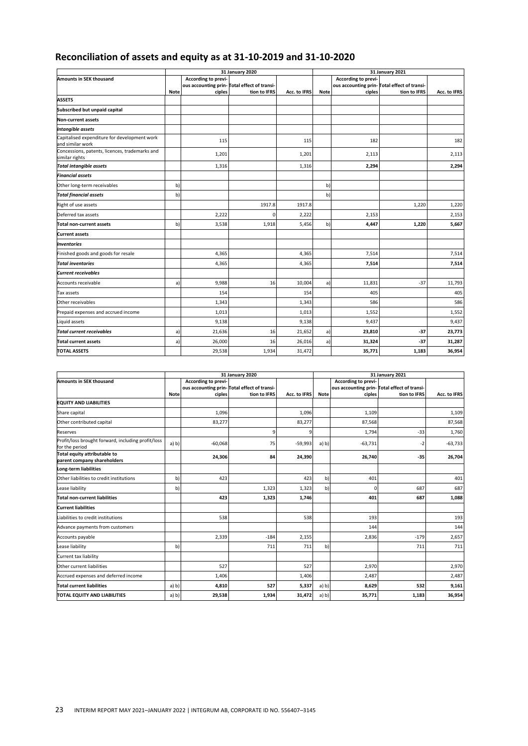## Reconciliation of assets and equity as at 31-10-2019 and 31-10-2020

| Amounts in SEK thousand | 31 January 2020 | | | | 31 January 2021 | | | |
|---|---|---|---|---|---|---|---|---|
| | Note | According to previous accounting principles | Total effect of transition to IFRS | Acc. to IFRS | Note | According to previous accounting principles | Total effect of transition to IFRS | Acc. to IFRS |
| **ASSETS** | | | | | | | | |
| **Subscribed but unpaid capital** | | | | | | | | |
| **Non-current assets** | | | | | | | | |
| ***Intangible assets*** | | | | | | | | |
| Capitalised expenditure for development work and similar work | | 115 | | 115 | | 182 | | 182 |
| Concessions, patents, licences, trademarks and similar rights | | 1,201 | | 1,201 | | 2,113 | | 2,113 |
| ***Total intangible assets*** | | 1,316 | | 1,316 | | **2,294** | | **2,294** |
| ***Financial assets*** | | | | | | | | |
| Other long-term receivables | b) | | | | b) | | | |
| ***Total financial assets*** | b) | | | | b) | | | |
| Right of use assets | | | 1917.8 | 1917.8 | | | 1,220 | 1,220 |
| Deferred tax assets | | 2,222 | 0 | 2,222 | | 2,153 | | 2,153 |
| **Total non-current assets** | b) | 3,538 | 1,918 | 5,456 | b) | **4,447** | **1,220** | **5,667** |
| **Current assets** | | | | | | | | |
| ***Inventories*** | | | | | | | | |
| Finished goods and goods for resale | | 4,365 | | 4,365 | | 7,514 | | 7,514 |
| ***Total inventories*** | | 4,365 | | 4,365 | | **7,514** | | **7,514** |
| ***Current receivables*** | | | | | | | | |
| Accounts receivable | a) | 9,988 | 16 | 10,004 | a) | 11,831 | -37 | 11,793 |
| Tax assets | | 154 | | 154 | | 405 | | 405 |
| Other receivables | | 1,343 | | 1,343 | | 586 | | 586 |
| Prepaid expenses and accrued income | | 1,013 | | 1,013 | | 1,552 | | 1,552 |
| Liquid assets | | 9,138 | | 9,138 | | 9,437 | | 9,437 |
| ***Total current receivables*** | a) | 21,636 | 16 | 21,652 | a) | **23,810** | **-37** | **23,773** |
| **Total current assets** | a) | 26,000 | 16 | 26,016 | a) | **31,324** | **-37** | **31,287** |
| **TOTAL ASSETS** | | 29,538 | 1,934 | 31,472 | | **35,771** | **1,183** | **36,954** |

| Amounts in SEK thousand | 31 January 2020 | | | | 31 January 2021 | | | |
|---|---|---|---|---|---|---|---|---|
| | Note | According to previous accounting principles | Total effect of transition to IFRS | Acc. to IFRS | Note | According to previous accounting principles | Total effect of transition to IFRS | Acc. to IFRS |
| **EQUITY AND LIABILITIES** | | | | | | | | |
| Share capital | | 1,096 | | 1,096 | | 1,109 | | 1,109 |
| Other contributed capital | | 83,277 | | 83,277 | | 87,568 | | 87,568 |
| Reserves | | | 9 | 9 | | 1,794 | -33 | 1,760 |
| Profit/loss brought forward, including profit/loss for the period | a) b) | -60,068 | 75 | -59,993 | a) b) | -63,731 | -2 | -63,733 |
| **Total equity attributable to parent company shareholders** | | **24,306** | **84** | **24,390** | | **26,740** | **-35** | **26,704** |
| **Long-term liabilities** | | | | | | | | |
| Other liabilities to credit institutions | b) | 423 | | 423 | b) | 401 | | 401 |
| Lease liability | b) | | 1,323 | 1,323 | b) | 0 | 687 | 687 |
| **Total non-current liabilities** | | **423** | **1,323** | **1,746** | | **401** | **687** | **1,088** |
| **Current liabilities** | | | | | | | | |
| Liabilities to credit institutions | | 538 | | 538 | | 193 | | 193 |
| Advance payments from customers | | | | | | 144 | | 144 |
| Accounts payable | | 2,339 | -184 | 2,155 | | 2,836 | -179 | 2,657 |
| Lease liability | b) | | 711 | 711 | b) | | 711 | 711 |
| Current tax liability | | | | | | | | |
| Other current liabilities | | 527 | | 527 | | 2,970 | | 2,970 |
| Accrued expenses and deferred income | | 1,406 | | 1,406 | | 2,487 | | 2,487 |
| **Total current liabilities** | a) b) | **4,810** | **527** | **5,337** | a) b) | **8,629** | **532** | **9,161** |
| **TOTAL EQUITY AND LIABILITIES** | a) b) | **29,538** | **1,934** | **31,472** | a) b) | **35,771** | **1,183** | **36,954** |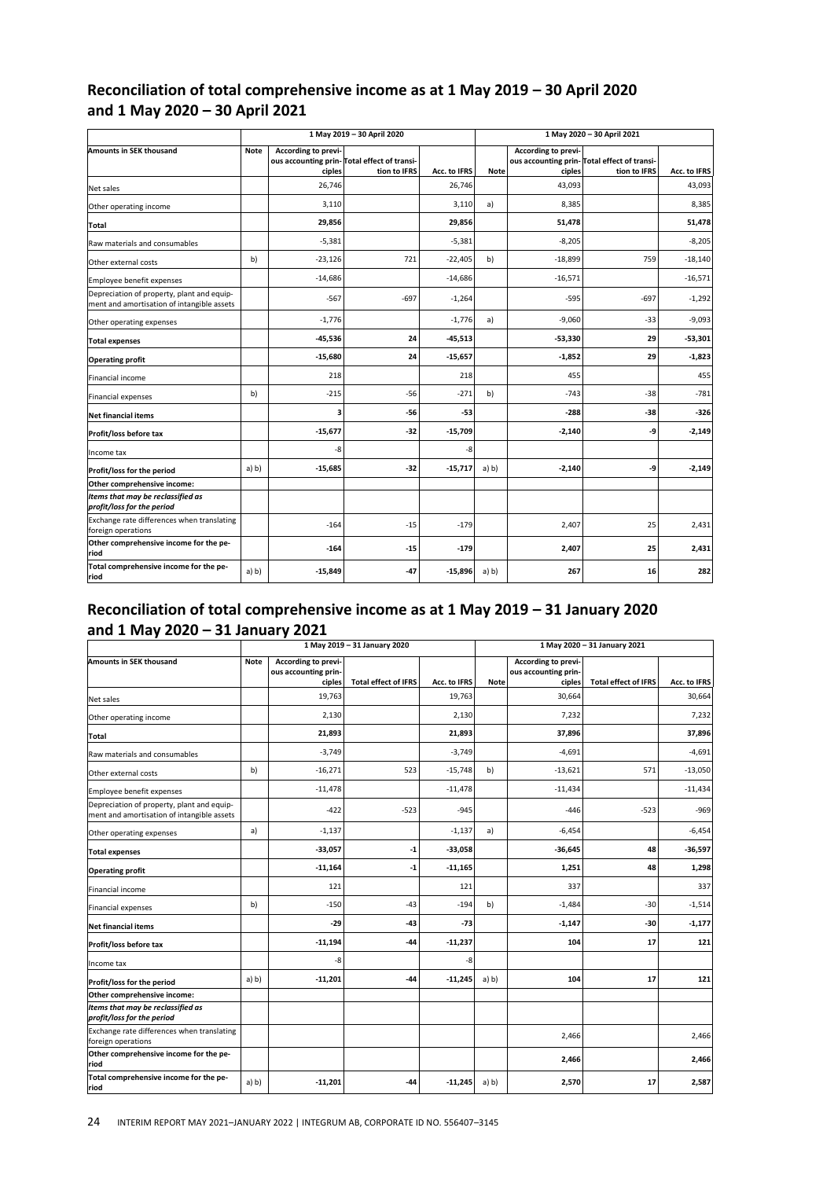## Reconciliation of total comprehensive income as at 1 May 2019 – 30 April 2020 and 1 May 2020 – 30 April 2021

| | 1 May 2019 – 30 April 2020 | | | | 1 May 2020 – 30 April 2021 | | | |
|---|---|---|---|---|---|---|---|---|
| **Amounts in SEK thousand** | **Note** | **According to previous accounting principles** | **Total effect of transition to IFRS** | **Acc. to IFRS** | **Note** | **According to previous accounting principles** | **Total effect of transition to IFRS** | **Acc. to IFRS** |
| Net sales | | 26,746 | | 26,746 | | 43,093 | | 43,093 |
| Other operating income | | 3,110 | | 3,110 | a) | 8,385 | | 8,385 |
| **Total** | | **29,856** | | **29,856** | | **51,478** | | **51,478** |
| Raw materials and consumables | | -5,381 | | -5,381 | | -8,205 | | -8,205 |
| Other external costs | b) | -23,126 | 721 | -22,405 | b) | -18,899 | 759 | -18,140 |
| Employee benefit expenses | | -14,686 | | -14,686 | | -16,571 | | -16,571 |
| Depreciation of property, plant and equipment and amortisation of intangible assets | | -567 | -697 | -1,264 | | -595 | -697 | -1,292 |
| Other operating expenses | | -1,776 | | -1,776 | a) | -9,060 | -33 | -9,093 |
| **Total expenses** | | **-45,536** | **24** | **-45,513** | | **-53,330** | **29** | **-53,301** |
| **Operating profit** | | **-15,680** | **24** | **-15,657** | | **-1,852** | **29** | **-1,823** |
| Financial income | | 218 | | 218 | | 455 | | 455 |
| Financial expenses | b) | -215 | -56 | -271 | b) | -743 | -38 | -781 |
| **Net financial items** | | **3** | **-56** | **-53** | | **-288** | **-38** | **-326** |
| **Profit/loss before tax** | | **-15,677** | **-32** | **-15,709** | | **-2,140** | **-9** | **-2,149** |
| Income tax | | -8 | | -8 | | | | |
| **Profit/loss for the period** | a) b) | **-15,685** | **-32** | **-15,717** | a) b) | **-2,140** | **-9** | **-2,149** |
| **Other comprehensive income:** | | | | | | | | |
| ***Items that may be reclassified as profit/loss for the period*** | | | | | | | | |
| Exchange rate differences when translating foreign operations | | -164 | -15 | -179 | | 2,407 | 25 | 2,431 |
| **Other comprehensive income for the period** | | **-164** | **-15** | **-179** | | **2,407** | **25** | **2,431** |
| **Total comprehensive income for the period** | a) b) | **-15,849** | **-47** | **-15,896** | a) b) | **267** | **16** | **282** |

## Reconciliation of total comprehensive income as at 1 May 2019 – 31 January 2020 and 1 May 2020 – 31 January 2021

| | 1 May 2019 – 31 January 2020 | | | | 1 May 2020 – 31 January 2021 | | | |
|---|---|---|---|---|---|---|---|---|
| **Amounts in SEK thousand** | **Note** | **According to previous accounting principles** | **Total effect of IFRS** | **Acc. to IFRS** | **Note** | **According to previous accounting principles** | **Total effect of IFRS** | **Acc. to IFRS** |
| Net sales | | 19,763 | | 19,763 | | 30,664 | | 30,664 |
| Other operating income | | 2,130 | | 2,130 | | 7,232 | | 7,232 |
| **Total** | | **21,893** | | **21,893** | | **37,896** | | **37,896** |
| Raw materials and consumables | | -3,749 | | -3,749 | | -4,691 | | -4,691 |
| Other external costs | b) | -16,271 | 523 | -15,748 | b) | -13,621 | 571 | -13,050 |
| Employee benefit expenses | | -11,478 | | -11,478 | | -11,434 | | -11,434 |
| Depreciation of property, plant and equipment and amortisation of intangible assets | | -422 | -523 | -945 | | -446 | -523 | -969 |
| Other operating expenses | a) | -1,137 | | -1,137 | a) | -6,454 | | -6,454 |
| **Total expenses** | | **-33,057** | **-1** | **-33,058** | | **-36,645** | **48** | **-36,597** |
| **Operating profit** | | **-11,164** | **-1** | **-11,165** | | **1,251** | **48** | **1,298** |
| Financial income | | 121 | | 121 | | 337 | | 337 |
| Financial expenses | b) | -150 | -43 | -194 | b) | -1,484 | -30 | -1,514 |
| **Net financial items** | | **-29** | **-43** | **-73** | | **-1,147** | **-30** | **-1,177** |
| **Profit/loss before tax** | | **-11,194** | **-44** | **-11,237** | | **104** | **17** | **121** |
| Income tax | | -8 | | -8 | | | | |
| **Profit/loss for the period** | a) b) | **-11,201** | **-44** | **-11,245** | a) b) | **104** | **17** | **121** |
| **Other comprehensive income:** | | | | | | | | |
| ***Items that may be reclassified as profit/loss for the period*** | | | | | | | | |
| Exchange rate differences when translating foreign operations | | | | | | 2,466 | | 2,466 |
| **Other comprehensive income for the period** | | | | | | **2,466** | | **2,466** |
| **Total comprehensive income for the period** | a) b) | **-11,201** | **-44** | **-11,245** | a) b) | **2,570** | **17** | **2,587** |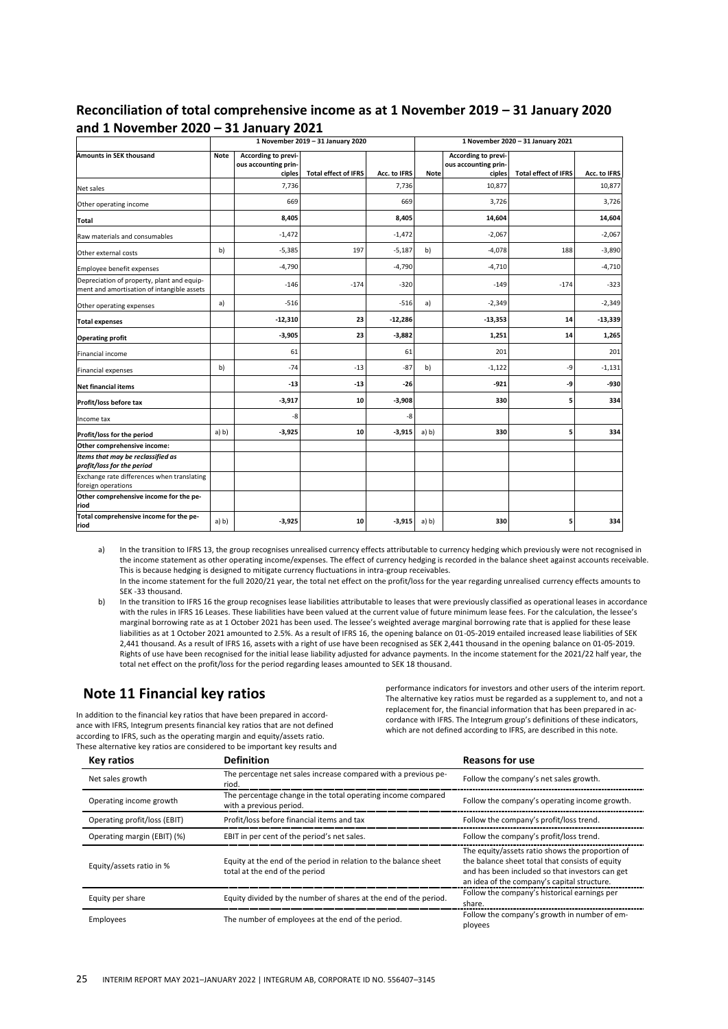## Reconciliation of total comprehensive income as at 1 November 2019 – 31 January 2020 and 1 November 2020 – 31 January 2021

| | 1 November 2019 – 31 January 2020 | | | | 1 November 2020 – 31 January 2021 | | | |
|---|---|---|---|---|---|---|---|---|
| **Amounts in SEK thousand** | **Note** | **According to previous accounting principles** | **Total effect of IFRS** | **Acc. to IFRS** | **Note** | **According to previous accounting principles** | **Total effect of IFRS** | **Acc. to IFRS** |
| Net sales | | 7,736 | | 7,736 | | 10,877 | | 10,877 |
| Other operating income | | 669 | | 669 | | 3,726 | | 3,726 |
| **Total** | | **8,405** | | **8,405** | | **14,604** | | **14,604** |
| Raw materials and consumables | | -1,472 | | -1,472 | | -2,067 | | -2,067 |
| Other external costs | b) | -5,385 | 197 | -5,187 | b) | -4,078 | 188 | -3,890 |
| Employee benefit expenses | | -4,790 | | -4,790 | | -4,710 | | -4,710 |
| Depreciation of property, plant and equipment and amortisation of intangible assets | | -146 | -174 | -320 | | -149 | -174 | -323 |
| Other operating expenses | a) | -516 | | -516 | a) | -2,349 | | -2,349 |
| **Total expenses** | | **-12,310** | **23** | **-12,286** | | **-13,353** | **14** | **-13,339** |
| **Operating profit** | | **-3,905** | **23** | **-3,882** | | **1,251** | **14** | **1,265** |
| Financial income | | 61 | | 61 | | 201 | | 201 |
| Financial expenses | b) | -74 | -13 | -87 | b) | -1,122 | -9 | -1,131 |
| **Net financial items** | | **-13** | **-13** | **-26** | | **-921** | **-9** | **-930** |
| **Profit/loss before tax** | | **-3,917** | **10** | **-3,908** | | **330** | **5** | **334** |
| Income tax | | -8 | | -8 | | | | |
| **Profit/loss for the period** | a) b) | **-3,925** | **10** | **-3,915** | a) b) | **330** | **5** | **334** |
| **Other comprehensive income:** | | | | | | | | |
| ***Items that may be reclassified as profit/loss for the period*** | | | | | | | | |
| Exchange rate differences when translating foreign operations | | | | | | | | |
| **Other comprehensive income for the period** | | | | | | | | |
| **Total comprehensive income for the period** | a) b) | **-3,925** | **10** | **-3,915** | a) b) | **330** | **5** | **334** |

a) In the transition to IFRS 13, the group recognises unrealised currency effects attributable to currency hedging which previously were not recognised in the income statement as other operating income/expenses. The effect of currency hedging is recorded in the balance sheet against accounts receivable. This is because hedging is designed to mitigate currency fluctuations in intra-group receivables.
In the income statement for the full 2020/21 year, the total net effect on the profit/loss for the year regarding unrealised currency effects amounts to SEK -33 thousand.

b) In the transition to IFRS 16 the group recognises lease liabilities attributable to leases that were previously classified as operational leases in accordance with the rules in IFRS 16 Leases. These liabilities have been valued at the current value of future minimum lease fees. For the calculation, the lessee's marginal borrowing rate as at 1 October 2021 has been used. The lessee's weighted average marginal borrowing rate that is applied for these lease liabilities as at 1 October 2021 amounted to 2.5%. As a result of IFRS 16, the opening balance on 01-05-2019 entailed increased lease liabilities of SEK 2,441 thousand. As a result of IFRS 16, assets with a right of use have been recognised as SEK 2,441 thousand in the opening balance on 01-05-2019. Rights of use have been recognised for the initial lease liability adjusted for advance payments. In the income statement for the 2021/22 half year, the total net effect on the profit/loss for the period regarding leases amounted to SEK 18 thousand.

## Note 11 Financial key ratios

In addition to the financial key ratios that have been prepared in accordance with IFRS, Integrum presents financial key ratios that are not defined according to IFRS, such as the operating margin and equity/assets ratio. These alternative key ratios are considered to be important key results and performance indicators for investors and other users of the interim report. The alternative key ratios must be regarded as a supplement to, and not a replacement for, the financial information that has been prepared in accordance with IFRS. The Integrum group's definitions of these indicators, which are not defined according to IFRS, are described in this note.

| Key ratios | Definition | Reasons for use |
|---|---|---|
| Net sales growth | The percentage net sales increase compared with a previous period. | Follow the company's net sales growth. |
| Operating income growth | The percentage change in the total operating income compared with a previous period. | Follow the company's operating income growth. |
| Operating profit/loss (EBIT) | Profit/loss before financial items and tax | Follow the company's profit/loss trend. |
| Operating margin (EBIT) (%) | EBIT in per cent of the period's net sales. | Follow the company's profit/loss trend. |
| Equity/assets ratio in % | Equity at the end of the period in relation to the balance sheet total at the end of the period | The equity/assets ratio shows the proportion of the balance sheet total that consists of equity and has been included so that investors can get an idea of the company's capital structure. |
| Equity per share | Equity divided by the number of shares at the end of the period. | Follow the company's historical earnings per share. |
| Employees | The number of employees at the end of the period. | Follow the company's growth in number of employees |